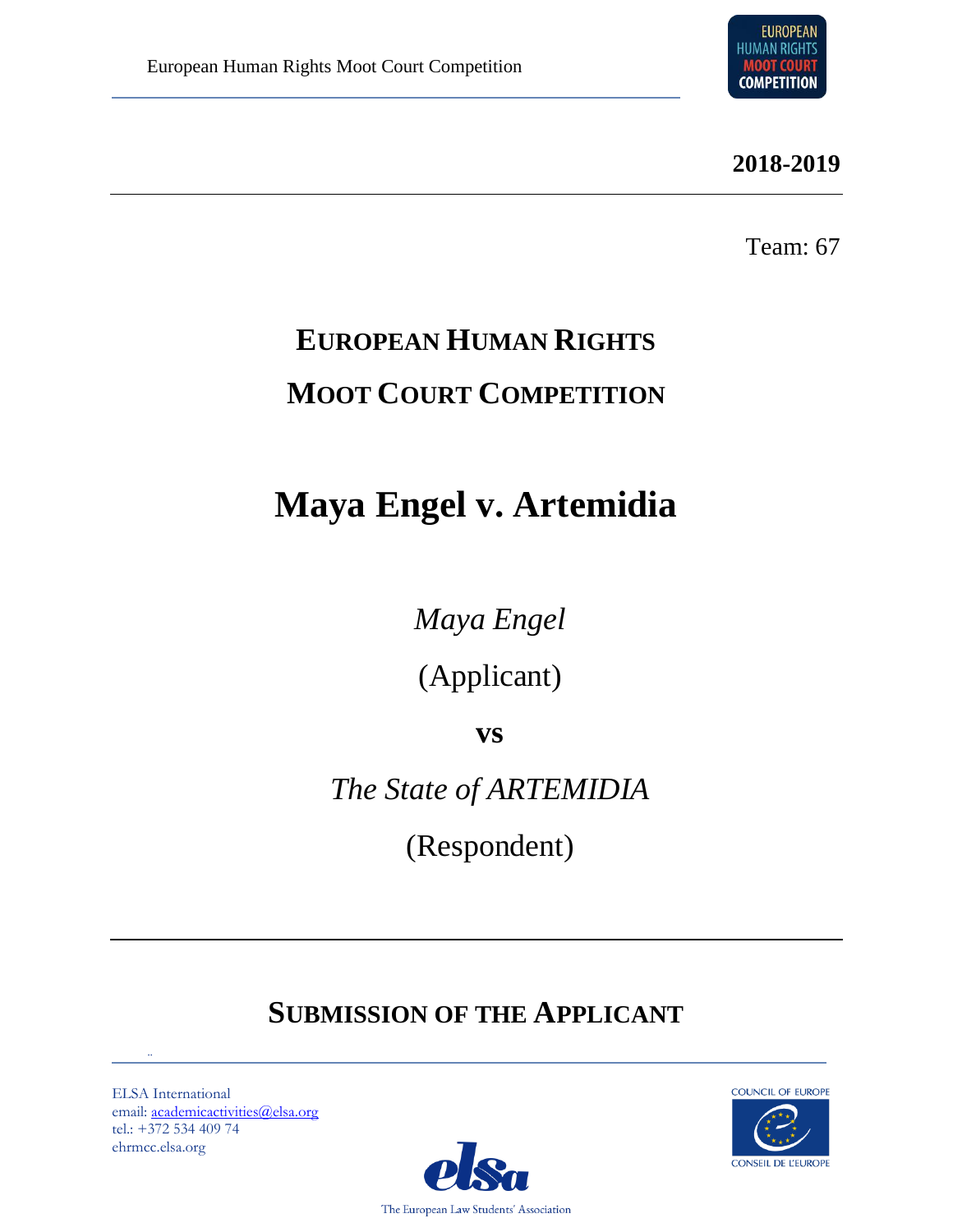European Human Rights Moot Court Competition

**2018-2019**

Team: 67

# EUROPEAN HUMAN RIGHTS MOOT COURT COMPETITION

# Maya Engel v. Artemidia

*Maya Engel*

(Applicant)

**vs**

*The State of ARTEMIDIA*

(Respondent)

## SUBMISSION OF THE APPLICANT

ELSA International
email: academicactivities@elsa.org
tel.: +372 534 409 74
ehrmcc.elsa.org

The European Law Students' Association

COUNCIL OF EUROPE
CONSEIL DE L'EUROPE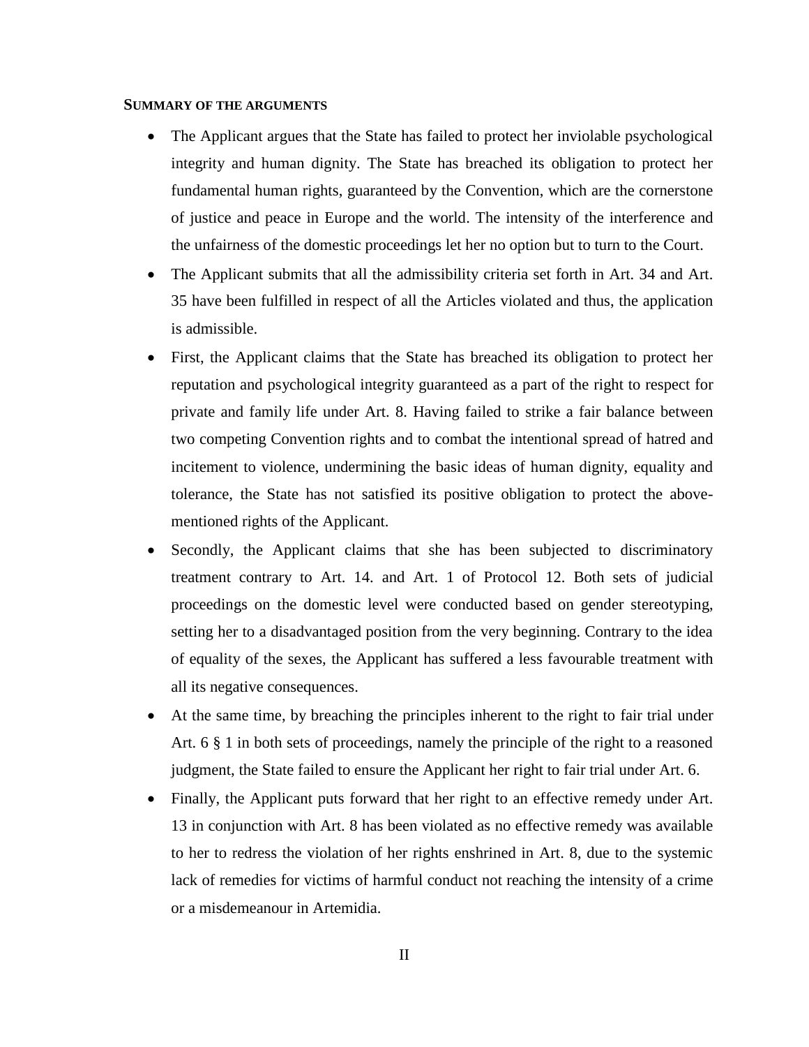## **SUMMARY OF THE ARGUMENTS**

- The Applicant argues that the State has failed to protect her inviolable psychological integrity and human dignity. The State has breached its obligation to protect her fundamental human rights, guaranteed by the Convention, which are the cornerstone of justice and peace in Europe and the world. The intensity of the interference and the unfairness of the domestic proceedings let her no option but to turn to the Court.
- The Applicant submits that all the admissibility criteria set forth in Art. 34 and Art. 35 have been fulfilled in respect of all the Articles violated and thus, the application is admissible.
- First, the Applicant claims that the State has breached its obligation to protect her reputation and psychological integrity guaranteed as a part of the right to respect for private and family life under Art. 8. Having failed to strike a fair balance between two competing Convention rights and to combat the intentional spread of hatred and incitement to violence, undermining the basic ideas of human dignity, equality and tolerance, the State has not satisfied its positive obligation to protect the above-mentioned rights of the Applicant.
- Secondly, the Applicant claims that she has been subjected to discriminatory treatment contrary to Art. 14. and Art. 1 of Protocol 12. Both sets of judicial proceedings on the domestic level were conducted based on gender stereotyping, setting her to a disadvantaged position from the very beginning. Contrary to the idea of equality of the sexes, the Applicant has suffered a less favourable treatment with all its negative consequences.
- At the same time, by breaching the principles inherent to the right to fair trial under Art. 6 § 1 in both sets of proceedings, namely the principle of the right to a reasoned judgment, the State failed to ensure the Applicant her right to fair trial under Art. 6.
- Finally, the Applicant puts forward that her right to an effective remedy under Art. 13 in conjunction with Art. 8 has been violated as no effective remedy was available to her to redress the violation of her rights enshrined in Art. 8, due to the systemic lack of remedies for victims of harmful conduct not reaching the intensity of a crime or a misdemeanour in Artemidia.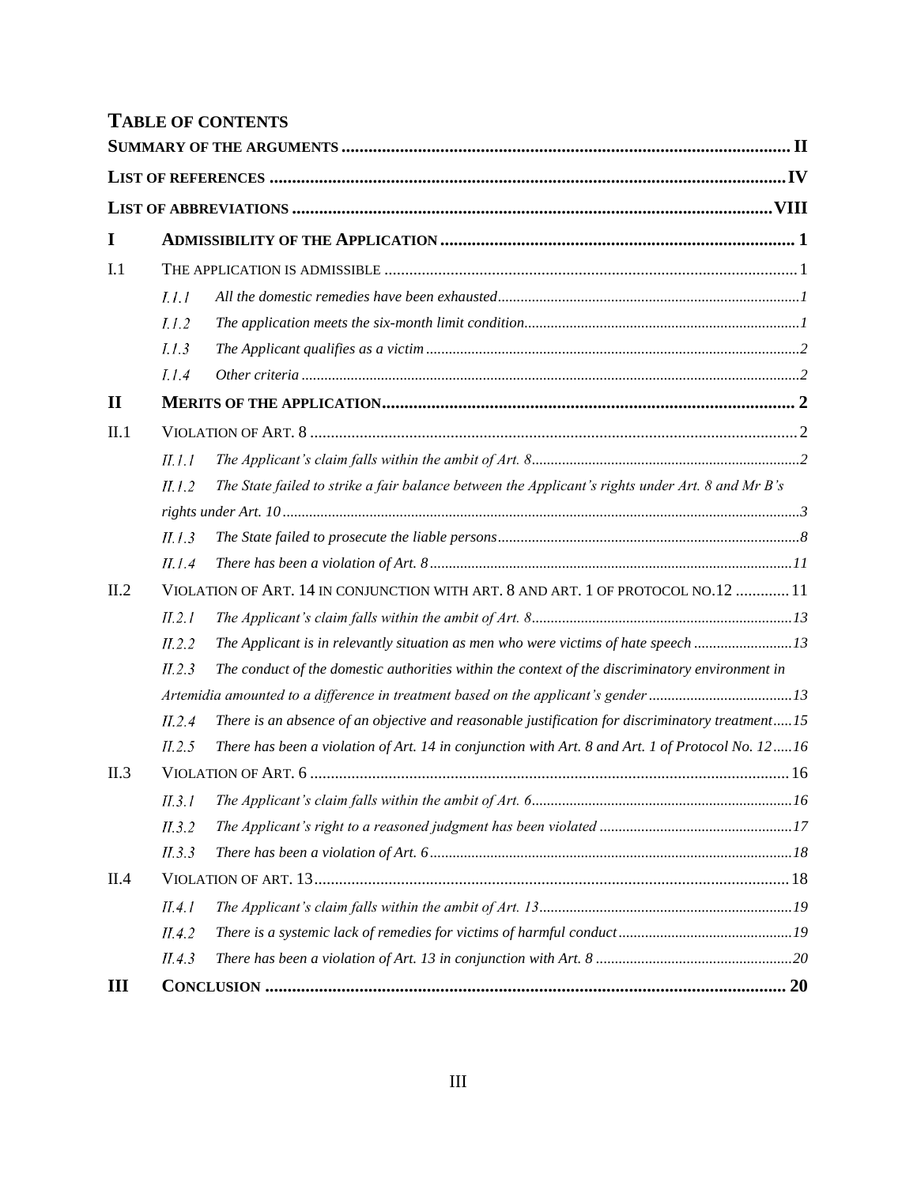# Table of contents

**SUMMARY OF THE ARGUMENTS** .......... II

**LIST OF REFERENCES** .......... IV

**LIST OF ABBREVIATIONS** .......... VIII

**I ADMISSIBILITY OF THE APPLICATION** .......... 1

I.1 THE APPLICATION IS ADMISSIBLE .......... 1

- *I.1.1 All the domestic remedies have been exhausted* .......... *1*
- *I.1.2 The application meets the six-month limit condition* .......... *1*
- *I.1.3 The Applicant qualifies as a victim* .......... *2*
- *I.1.4 Other criteria* .......... *2*

**II MERITS OF THE APPLICATION** .......... 2

II.1 VIOLATION OF ART. 8 .......... 2

- *II.1.1 The Applicant's claim falls within the ambit of Art. 8* .......... *2*
- *II.1.2 The State failed to strike a fair balance between the Applicant's rights under Art. 8 and Mr B's rights under Art. 10* .......... *3*
- *II.1.3 The State failed to prosecute the liable persons* .......... *8*
- *II.1.4 There has been a violation of Art. 8* .......... *11*

II.2 VIOLATION OF ART. 14 IN CONJUNCTION WITH ART. 8 AND ART. 1 OF PROTOCOL NO.12 .......... 11

- *II.2.1 The Applicant's claim falls within the ambit of Art. 8* .......... *13*
- *II.2.2 The Applicant is in relevantly situation as men who were victims of hate speech* .......... *13*
- *II.2.3 The conduct of the domestic authorities within the context of the discriminatory environment in Artemidia amounted to a difference in treatment based on the applicant's gender* .......... *13*
- *II.2.4 There is an absence of an objective and reasonable justification for discriminatory treatment* .......... *15*
- *II.2.5 There has been a violation of Art. 14 in conjunction with Art. 8 and Art. 1 of Protocol No. 12* .......... *16*

II.3 VIOLATION OF ART. 6 .......... 16

- *II.3.1 The Applicant's claim falls within the ambit of Art. 6* .......... *16*
- *II.3.2 The Applicant's right to a reasoned judgment has been violated* .......... *17*
- *II.3.3 There has been a violation of Art. 6* .......... *18*

II.4 VIOLATION OF ART. 13 .......... 18

- *II.4.1 The Applicant's claim falls within the ambit of Art. 13* .......... *19*
- *II.4.2 There is a systemic lack of remedies for victims of harmful conduct* .......... *19*
- *II.4.3 There has been a violation of Art. 13 in conjunction with Art. 8* .......... *20*

**III CONCLUSION** .......... 20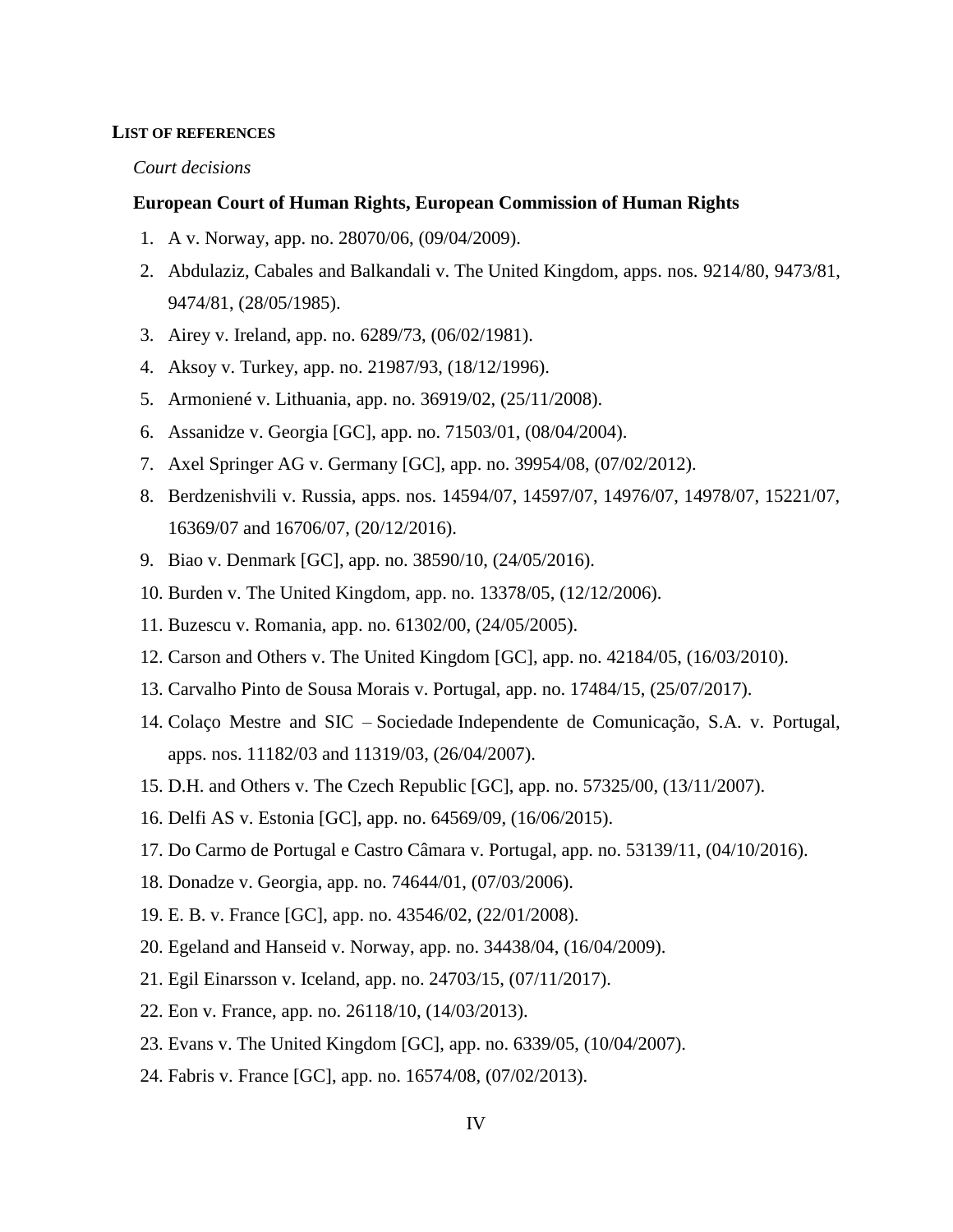## LIST OF REFERENCES

*Court decisions*

**European Court of Human Rights, European Commission of Human Rights**

1. A v. Norway, app. no. 28070/06, (09/04/2009).
2. Abdulaziz, Cabales and Balkandali v. The United Kingdom, apps. nos. 9214/80, 9473/81, 9474/81, (28/05/1985).
3. Airey v. Ireland, app. no. 6289/73, (06/02/1981).
4. Aksoy v. Turkey, app. no. 21987/93, (18/12/1996).
5. Armonienė v. Lithuania, app. no. 36919/02, (25/11/2008).
6. Assanidze v. Georgia [GC], app. no. 71503/01, (08/04/2004).
7. Axel Springer AG v. Germany [GC], app. no. 39954/08, (07/02/2012).
8. Berdzenishvili v. Russia, apps. nos. 14594/07, 14597/07, 14976/07, 14978/07, 15221/07, 16369/07 and 16706/07, (20/12/2016).
9. Biao v. Denmark [GC], app. no. 38590/10, (24/05/2016).
10. Burden v. The United Kingdom, app. no. 13378/05, (12/12/2006).
11. Buzescu v. Romania, app. no. 61302/00, (24/05/2005).
12. Carson and Others v. The United Kingdom [GC], app. no. 42184/05, (16/03/2010).
13. Carvalho Pinto de Sousa Morais v. Portugal, app. no. 17484/15, (25/07/2017).
14. Colaço Mestre and SIC – Sociedade Independente de Comunicação, S.A. v. Portugal, apps. nos. 11182/03 and 11319/03, (26/04/2007).
15. D.H. and Others v. The Czech Republic [GC], app. no. 57325/00, (13/11/2007).
16. Delfi AS v. Estonia [GC], app. no. 64569/09, (16/06/2015).
17. Do Carmo de Portugal e Castro Câmara v. Portugal, app. no. 53139/11, (04/10/2016).
18. Donadze v. Georgia, app. no. 74644/01, (07/03/2006).
19. E. B. v. France [GC], app. no. 43546/02, (22/01/2008).
20. Egeland and Hanseid v. Norway, app. no. 34438/04, (16/04/2009).
21. Egil Einarsson v. Iceland, app. no. 24703/15, (07/11/2017).
22. Eon v. France, app. no. 26118/10, (14/03/2013).
23. Evans v. The United Kingdom [GC], app. no. 6339/05, (10/04/2007).
24. Fabris v. France [GC], app. no. 16574/08, (07/02/2013).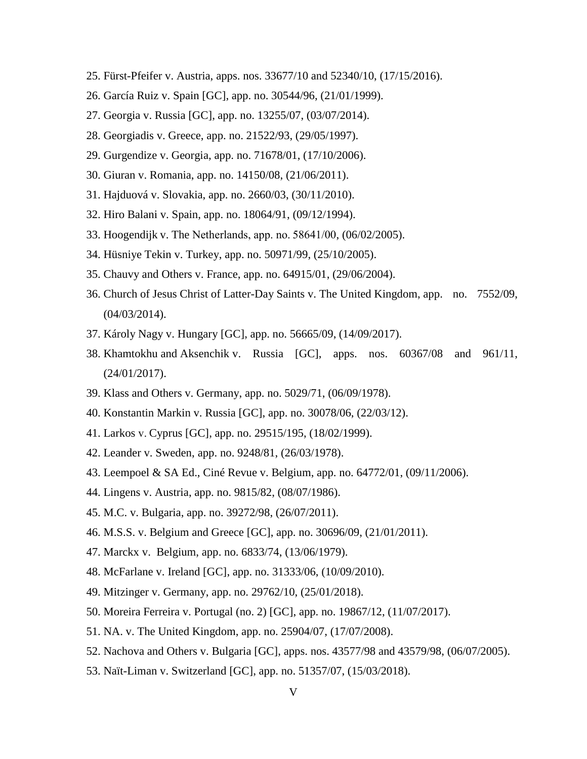25. Fürst-Pfeifer v. Austria, apps. nos. 33677/10 and 52340/10, (17/15/2016).
26. García Ruiz v. Spain [GC], app. no. 30544/96, (21/01/1999).
27. Georgia v. Russia [GC], app. no. 13255/07, (03/07/2014).
28. Georgiadis v. Greece, app. no. 21522/93, (29/05/1997).
29. Gurgendize v. Georgia, app. no. 71678/01, (17/10/2006).
30. Giuran v. Romania, app. no. 14150/08, (21/06/2011).
31. Hajduová v. Slovakia, app. no. 2660/03, (30/11/2010).
32. Hiro Balani v. Spain, app. no. 18064/91, (09/12/1994).
33. Hoogendijk v. The Netherlands, app. no. 58641/00, (06/02/2005).
34. Hüsniye Tekin v. Turkey, app. no. 50971/99, (25/10/2005).
35. Chauvy and Others v. France, app. no. 64915/01, (29/06/2004).
36. Church of Jesus Christ of Latter-Day Saints v. The United Kingdom, app. no. 7552/09, (04/03/2014).
37. Károly Nagy v. Hungary [GC], app. no. 56665/09, (14/09/2017).
38. Khamtokhu and Aksenchik v. Russia [GC], apps. nos. 60367/08 and 961/11, (24/01/2017).
39. Klass and Others v. Germany, app. no. 5029/71, (06/09/1978).
40. Konstantin Markin v. Russia [GC], app. no. 30078/06, (22/03/12).
41. Larkos v. Cyprus [GC], app. no. 29515/195, (18/02/1999).
42. Leander v. Sweden, app. no. 9248/81, (26/03/1978).
43. Leempoel & SA Ed., Ciné Revue v. Belgium, app. no. 64772/01, (09/11/2006).
44. Lingens v. Austria, app. no. 9815/82, (08/07/1986).
45. M.C. v. Bulgaria, app. no. 39272/98, (26/07/2011).
46. M.S.S. v. Belgium and Greece [GC], app. no. 30696/09, (21/01/2011).
47. Marckx v. Belgium, app. no. 6833/74, (13/06/1979).
48. McFarlane v. Ireland [GC], app. no. 31333/06, (10/09/2010).
49. Mitzinger v. Germany, app. no. 29762/10, (25/01/2018).
50. Moreira Ferreira v. Portugal (no. 2) [GC], app. no. 19867/12, (11/07/2017).
51. NA. v. The United Kingdom, app. no. 25904/07, (17/07/2008).
52. Nachova and Others v. Bulgaria [GC], apps. nos. 43577/98 and 43579/98, (06/07/2005).
53. Naït-Liman v. Switzerland [GC], app. no. 51357/07, (15/03/2018).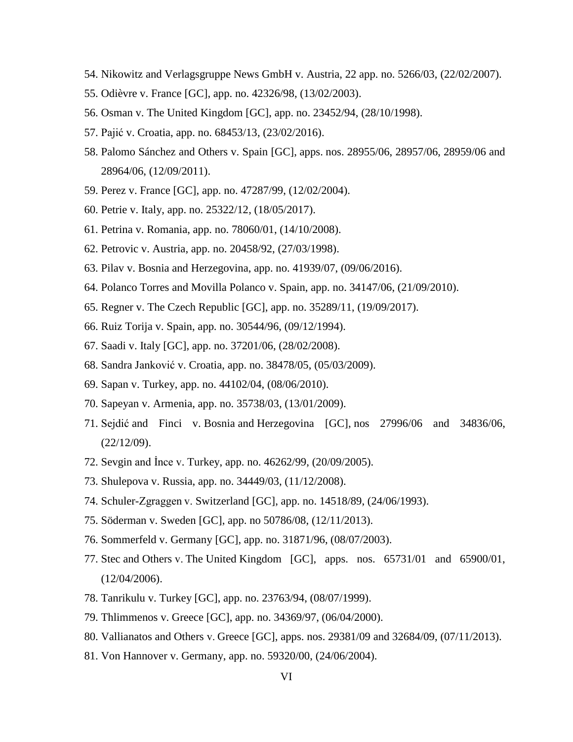54. Nikowitz and Verlagsgruppe News GmbH v. Austria, 22 app. no. 5266/03, (22/02/2007).
55. Odièvre v. France [GC], app. no. 42326/98, (13/02/2003).
56. Osman v. The United Kingdom [GC], app. no. 23452/94, (28/10/1998).
57. Pajić v. Croatia, app. no. 68453/13, (23/02/2016).
58. Palomo Sánchez and Others v. Spain [GC], apps. nos. 28955/06, 28957/06, 28959/06 and 28964/06, (12/09/2011).
59. Perez v. France [GC], app. no. 47287/99, (12/02/2004).
60. Petrie v. Italy, app. no. 25322/12, (18/05/2017).
61. Petrina v. Romania, app. no. 78060/01, (14/10/2008).
62. Petrovic v. Austria, app. no. 20458/92, (27/03/1998).
63. Pilav v. Bosnia and Herzegovina, app. no. 41939/07, (09/06/2016).
64. Polanco Torres and Movilla Polanco v. Spain, app. no. 34147/06, (21/09/2010).
65. Regner v. The Czech Republic [GC], app. no. 35289/11, (19/09/2017).
66. Ruiz Torija v. Spain, app. no. 30544/96, (09/12/1994).
67. Saadi v. Italy [GC], app. no. 37201/06, (28/02/2008).
68. Sandra Janković v. Croatia, app. no. 38478/05, (05/03/2009).
69. Sapan v. Turkey, app. no. 44102/04, (08/06/2010).
70. Sapeyan v. Armenia, app. no. 35738/03, (13/01/2009).
71. Sejdić and Finci v. Bosnia and Herzegovina [GC], nos 27996/06 and 34836/06, (22/12/09).
72. Sevgin and İnce v. Turkey, app. no. 46262/99, (20/09/2005).
73. Shulepova v. Russia, app. no. 34449/03, (11/12/2008).
74. Schuler-Zgraggen v. Switzerland [GC], app. no. 14518/89, (24/06/1993).
75. Söderman v. Sweden [GC], app. no 50786/08, (12/11/2013).
76. Sommerfeld v. Germany [GC], app. no. 31871/96, (08/07/2003).
77. Stec and Others v. The United Kingdom [GC], apps. nos. 65731/01 and 65900/01, (12/04/2006).
78. Tanrikulu v. Turkey [GC], app. no. 23763/94, (08/07/1999).
79. Thlimmenos v. Greece [GC], app. no. 34369/97, (06/04/2000).
80. Vallianatos and Others v. Greece [GC], apps. nos. 29381/09 and 32684/09, (07/11/2013).
81. Von Hannover v. Germany, app. no. 59320/00, (24/06/2004).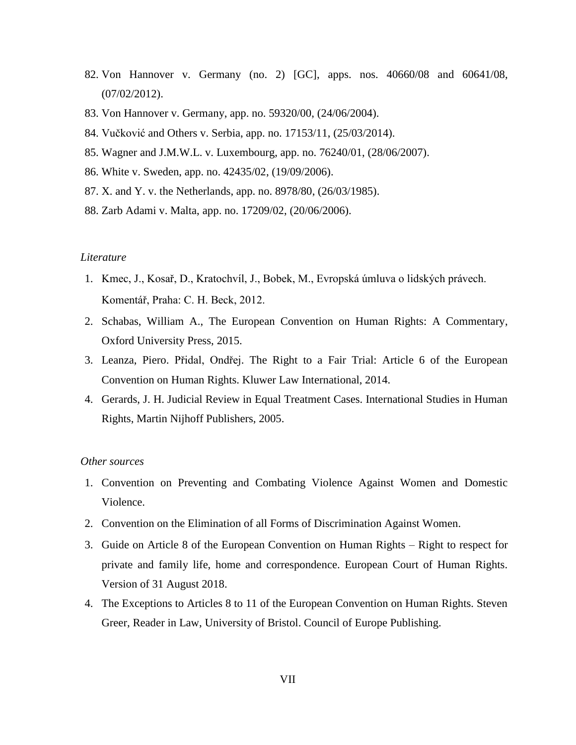82. Von Hannover v. Germany (no. 2) [GC], apps. nos. 40660/08 and 60641/08, (07/02/2012).
83. Von Hannover v. Germany, app. no. 59320/00, (24/06/2004).
84. Vučković and Others v. Serbia, app. no. 17153/11, (25/03/2014).
85. Wagner and J.M.W.L. v. Luxembourg, app. no. 76240/01, (28/06/2007).
86. White v. Sweden, app. no. 42435/02, (19/09/2006).
87. X. and Y. v. the Netherlands, app. no. 8978/80, (26/03/1985).
88. Zarb Adami v. Malta, app. no. 17209/02, (20/06/2006).

*Literature*

1. Kmec, J., Kosař, D., Kratochvíl, J., Bobek, M., Evropská úmluva o lidských právech. Komentář, Praha: C. H. Beck, 2012.
2. Schabas, William A., The European Convention on Human Rights: A Commentary, Oxford University Press, 2015.
3. Leanza, Piero. Přidal, Ondřej. The Right to a Fair Trial: Article 6 of the European Convention on Human Rights. Kluwer Law International, 2014.
4. Gerards, J. H. Judicial Review in Equal Treatment Cases. International Studies in Human Rights, Martin Nijhoff Publishers, 2005.

*Other sources*

1. Convention on Preventing and Combating Violence Against Women and Domestic Violence.
2. Convention on the Elimination of all Forms of Discrimination Against Women.
3. Guide on Article 8 of the European Convention on Human Rights – Right to respect for private and family life, home and correspondence. European Court of Human Rights. Version of 31 August 2018.
4. The Exceptions to Articles 8 to 11 of the European Convention on Human Rights. Steven Greer, Reader in Law, University of Bristol. Council of Europe Publishing.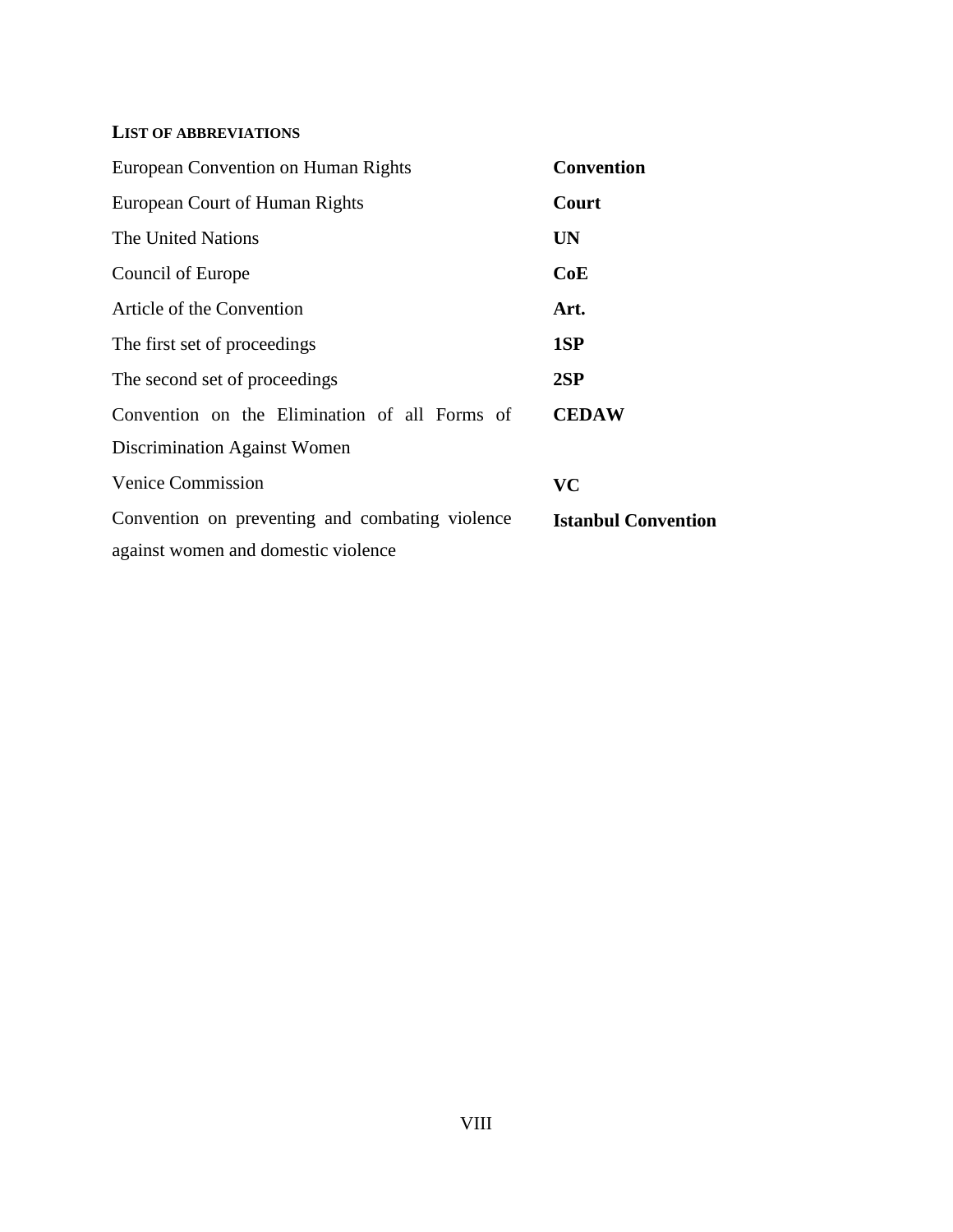## LIST OF ABBREVIATIONS

| | |
|---|---|
| European Convention on Human Rights | **Convention** |
| European Court of Human Rights | **Court** |
| The United Nations | **UN** |
| Council of Europe | **CoE** |
| Article of the Convention | **Art.** |
| The first set of proceedings | **1SP** |
| The second set of proceedings | **2SP** |
| Convention on the Elimination of all Forms of Discrimination Against Women | **CEDAW** |
| Venice Commission | **VC** |
| Convention on preventing and combating violence against women and domestic violence | **Istanbul Convention** |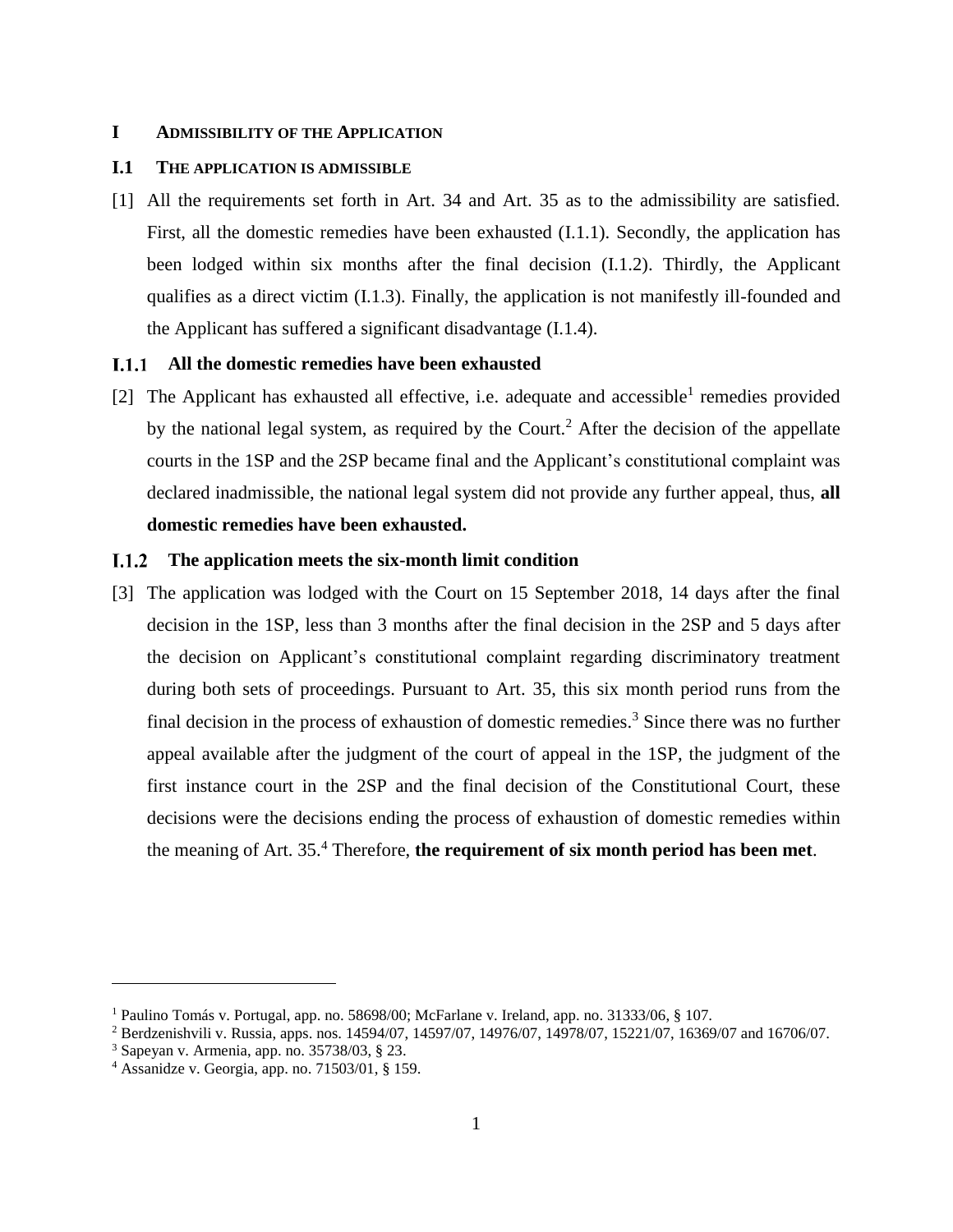# I ADMISSIBILITY OF THE APPLICATION

## I.1 THE APPLICATION IS ADMISSIBLE

[1] All the requirements set forth in Art. 34 and Art. 35 as to the admissibility are satisfied. First, all the domestic remedies have been exhausted (I.1.1). Secondly, the application has been lodged within six months after the final decision (I.1.2). Thirdly, the Applicant qualifies as a direct victim (I.1.3). Finally, the application is not manifestly ill-founded and the Applicant has suffered a significant disadvantage (I.1.4).

### I.1.1 All the domestic remedies have been exhausted

[2] The Applicant has exhausted all effective, i.e. adequate and accessible[1] remedies provided by the national legal system, as required by the Court.[2] After the decision of the appellate courts in the 1SP and the 2SP became final and the Applicant's constitutional complaint was declared inadmissible, the national legal system did not provide any further appeal, thus, **all domestic remedies have been exhausted.**

### I.1.2 The application meets the six-month limit condition

[3] The application was lodged with the Court on 15 September 2018, 14 days after the final decision in the 1SP, less than 3 months after the final decision in the 2SP and 5 days after the decision on Applicant's constitutional complaint regarding discriminatory treatment during both sets of proceedings. Pursuant to Art. 35, this six month period runs from the final decision in the process of exhaustion of domestic remedies.[3] Since there was no further appeal available after the judgment of the court of appeal in the 1SP, the judgment of the first instance court in the 2SP and the final decision of the Constitutional Court, these decisions were the decisions ending the process of exhaustion of domestic remedies within the meaning of Art. 35.[4] Therefore, **the requirement of six month period has been met**.

---

[1] Paulino Tomás v. Portugal, app. no. 58698/00; McFarlane v. Ireland, app. no. 31333/06, § 107.

[2] Berdzenishvili v. Russia, apps. nos. 14594/07, 14597/07, 14976/07, 14978/07, 15221/07, 16369/07 and 16706/07.

[3] Sapeyan v. Armenia, app. no. 35738/03, § 23.

[4] Assanidze v. Georgia, app. no. 71503/01, § 159.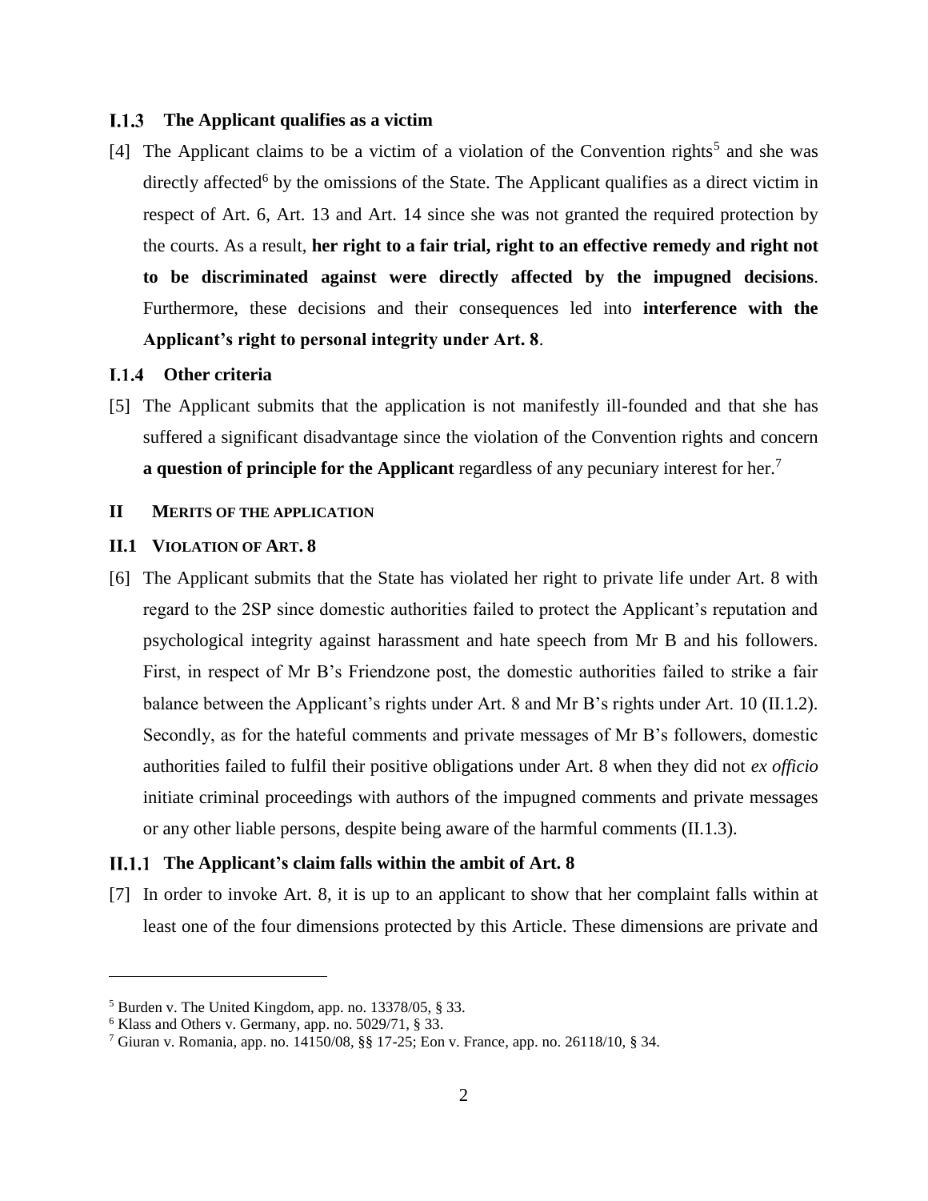### I.1.3 The Applicant qualifies as a victim

[4] The Applicant claims to be a victim of a violation of the Convention rights[5] and she was directly affected[6] by the omissions of the State. The Applicant qualifies as a direct victim in respect of Art. 6, Art. 13 and Art. 14 since she was not granted the required protection by the courts. As a result, **her right to a fair trial, right to an effective remedy and right not to be discriminated against were directly affected by the impugned decisions**. Furthermore, these decisions and their consequences led into **interference with the Applicant's right to personal integrity under Art. 8**.

### I.1.4 Other criteria

[5] The Applicant submits that the application is not manifestly ill-founded and that she has suffered a significant disadvantage since the violation of the Convention rights and concern **a question of principle for the Applicant** regardless of any pecuniary interest for her.[7]

## II MERITS OF THE APPLICATION

### II.1 VIOLATION OF ART. 8

[6] The Applicant submits that the State has violated her right to private life under Art. 8 with regard to the 2SP since domestic authorities failed to protect the Applicant's reputation and psychological integrity against harassment and hate speech from Mr B and his followers. First, in respect of Mr B's Friendzone post, the domestic authorities failed to strike a fair balance between the Applicant's rights under Art. 8 and Mr B's rights under Art. 10 (II.1.2). Secondly, as for the hateful comments and private messages of Mr B's followers, domestic authorities failed to fulfil their positive obligations under Art. 8 when they did not *ex officio* initiate criminal proceedings with authors of the impugned comments and private messages or any other liable persons, despite being aware of the harmful comments (II.1.3).

### II.1.1 The Applicant's claim falls within the ambit of Art. 8

[7] In order to invoke Art. 8, it is up to an applicant to show that her complaint falls within at least one of the four dimensions protected by this Article. These dimensions are private and

---

[5] Burden v. The United Kingdom, app. no. 13378/05, § 33.

[6] Klass and Others v. Germany, app. no. 5029/71, § 33.

[7] Giuran v. Romania, app. no. 14150/08, §§ 17-25; Eon v. France, app. no. 26118/10, § 34.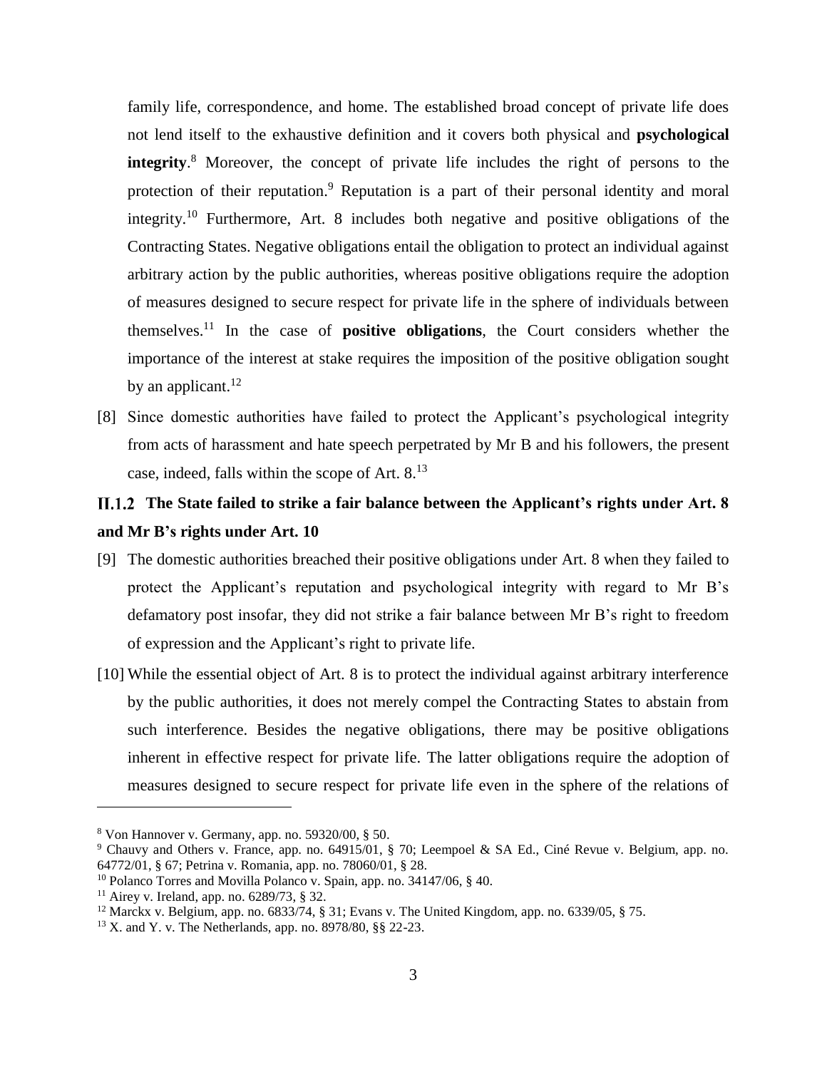family life, correspondence, and home. The established broad concept of private life does not lend itself to the exhaustive definition and it covers both physical and **psychological integrity**.[8] Moreover, the concept of private life includes the right of persons to the protection of their reputation.[9] Reputation is a part of their personal identity and moral integrity.[10] Furthermore, Art. 8 includes both negative and positive obligations of the Contracting States. Negative obligations entail the obligation to protect an individual against arbitrary action by the public authorities, whereas positive obligations require the adoption of measures designed to secure respect for private life in the sphere of individuals between themselves.[11] In the case of **positive obligations**, the Court considers whether the importance of the interest at stake requires the imposition of the positive obligation sought by an applicant.[12]

[8] Since domestic authorities have failed to protect the Applicant's psychological integrity from acts of harassment and hate speech perpetrated by Mr B and his followers, the present case, indeed, falls within the scope of Art. 8.[13]

### II.1.2 The State failed to strike a fair balance between the Applicant's rights under Art. 8 and Mr B's rights under Art. 10

[9] The domestic authorities breached their positive obligations under Art. 8 when they failed to protect the Applicant's reputation and psychological integrity with regard to Mr B's defamatory post insofar, they did not strike a fair balance between Mr B's right to freedom of expression and the Applicant's right to private life.

[10] While the essential object of Art. 8 is to protect the individual against arbitrary interference by the public authorities, it does not merely compel the Contracting States to abstain from such interference. Besides the negative obligations, there may be positive obligations inherent in effective respect for private life. The latter obligations require the adoption of measures designed to secure respect for private life even in the sphere of the relations of

---

[8] Von Hannover v. Germany, app. no. 59320/00, § 50.

[9] Chauvy and Others v. France, app. no. 64915/01, § 70; Leempoel & SA Ed., Ciné Revue v. Belgium, app. no. 64772/01, § 67; Petrina v. Romania, app. no. 78060/01, § 28.

[10] Polanco Torres and Movilla Polanco v. Spain, app. no. 34147/06, § 40.

[11] Airey v. Ireland, app. no. 6289/73, § 32.

[12] Marckx v. Belgium, app. no. 6833/74, § 31; Evans v. The United Kingdom, app. no. 6339/05, § 75.

[13] X. and Y. v. The Netherlands, app. no. 8978/80, §§ 22-23.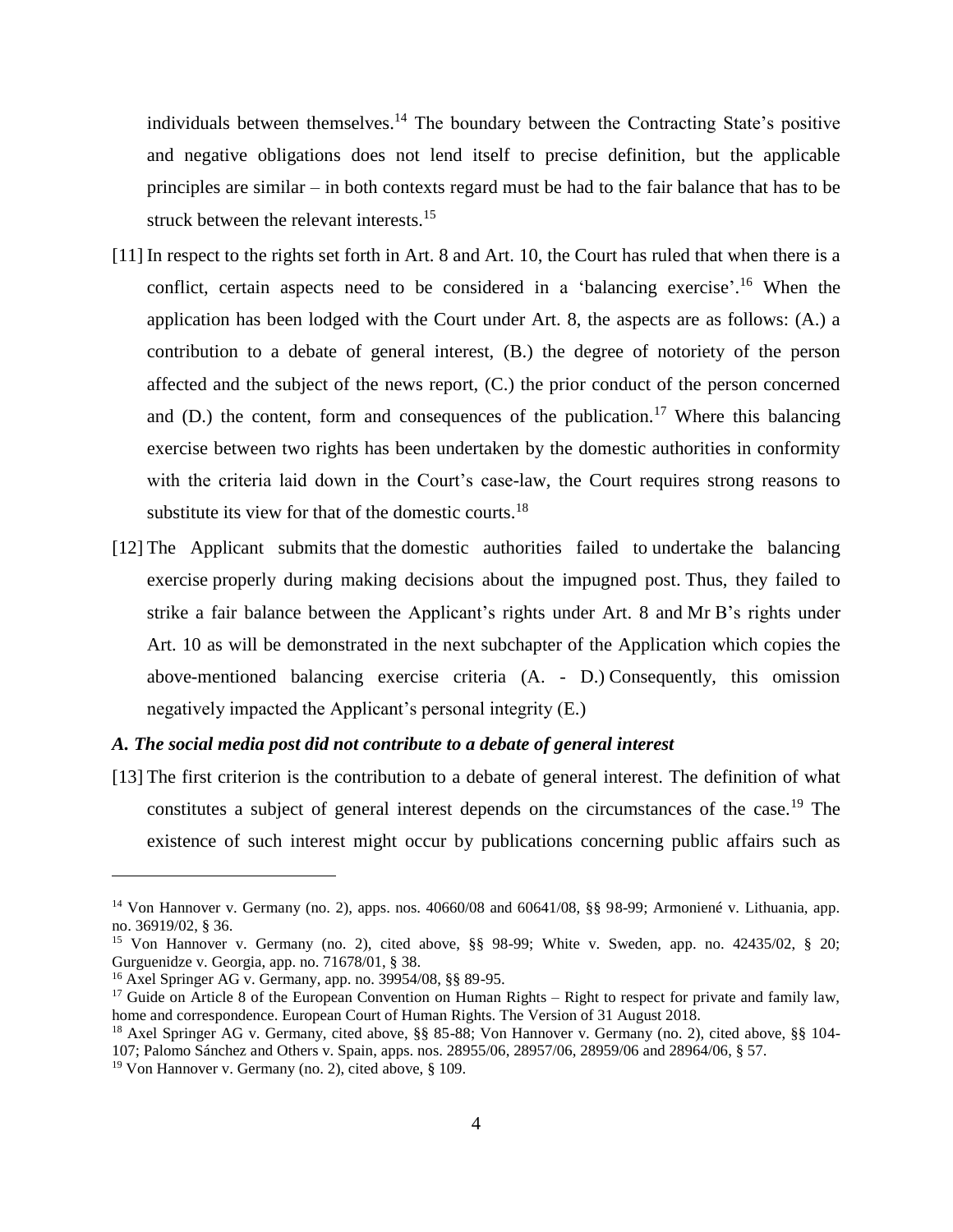individuals between themselves.[14] The boundary between the Contracting State's positive and negative obligations does not lend itself to precise definition, but the applicable principles are similar – in both contexts regard must be had to the fair balance that has to be struck between the relevant interests.[15]

[11] In respect to the rights set forth in Art. 8 and Art. 10, the Court has ruled that when there is a conflict, certain aspects need to be considered in a 'balancing exercise'.[16] When the application has been lodged with the Court under Art. 8, the aspects are as follows: (A.) a contribution to a debate of general interest, (B.) the degree of notoriety of the person affected and the subject of the news report, (C.) the prior conduct of the person concerned and (D.) the content, form and consequences of the publication.[17] Where this balancing exercise between two rights has been undertaken by the domestic authorities in conformity with the criteria laid down in the Court's case-law, the Court requires strong reasons to substitute its view for that of the domestic courts.[18]

[12] The Applicant submits that the domestic authorities failed to undertake the balancing exercise properly during making decisions about the impugned post. Thus, they failed to strike a fair balance between the Applicant's rights under Art. 8 and Mr B's rights under Art. 10 as will be demonstrated in the next subchapter of the Application which copies the above-mentioned balancing exercise criteria (A. - D.) Consequently, this omission negatively impacted the Applicant's personal integrity (E.)

### *A. The social media post did not contribute to a debate of general interest*

[13] The first criterion is the contribution to a debate of general interest. The definition of what constitutes a subject of general interest depends on the circumstances of the case.[19] The existence of such interest might occur by publications concerning public affairs such as

---

[14] Von Hannover v. Germany (no. 2), apps. nos. 40660/08 and 60641/08, §§ 98-99; Armonienė v. Lithuania, app. no. 36919/02, § 36.

[15] Von Hannover v. Germany (no. 2), cited above, §§ 98-99; White v. Sweden, app. no. 42435/02, § 20; Gurguenidze v. Georgia, app. no. 71678/01, § 38.

[16] Axel Springer AG v. Germany, app. no. 39954/08, §§ 89-95.

[17] Guide on Article 8 of the European Convention on Human Rights – Right to respect for private and family law, home and correspondence. European Court of Human Rights. The Version of 31 August 2018.

[18] Axel Springer AG v. Germany, cited above, §§ 85-88; Von Hannover v. Germany (no. 2), cited above, §§ 104-107; Palomo Sánchez and Others v. Spain, apps. nos. 28955/06, 28957/06, 28959/06 and 28964/06, § 57.

[19] Von Hannover v. Germany (no. 2), cited above, § 109.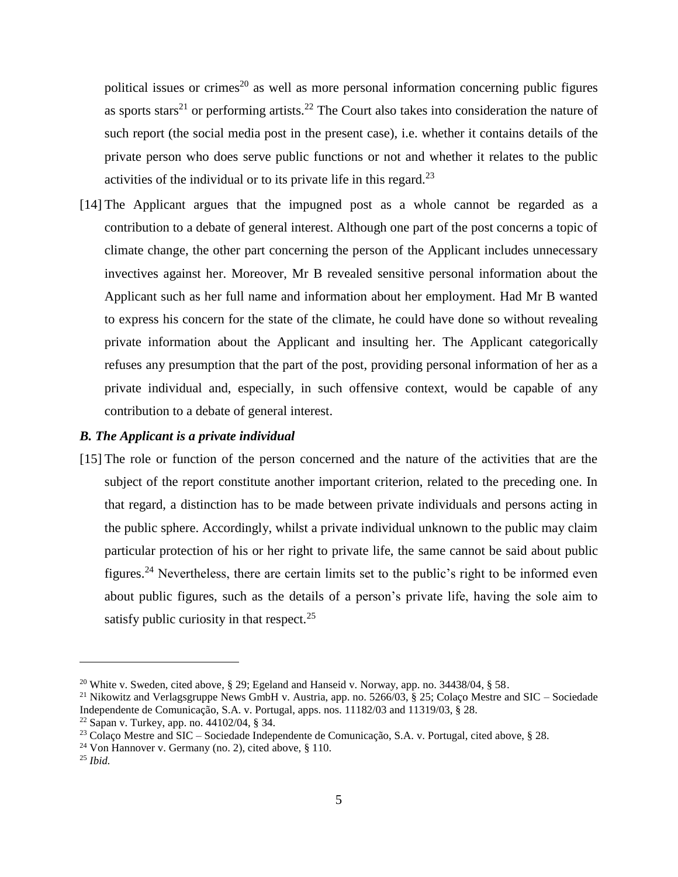political issues or crimes[20] as well as more personal information concerning public figures as sports stars[21] or performing artists.[22] The Court also takes into consideration the nature of such report (the social media post in the present case), i.e. whether it contains details of the private person who does serve public functions or not and whether it relates to the public activities of the individual or to its private life in this regard.[23]

[14] The Applicant argues that the impugned post as a whole cannot be regarded as a contribution to a debate of general interest. Although one part of the post concerns a topic of climate change, the other part concerning the person of the Applicant includes unnecessary invectives against her. Moreover, Mr B revealed sensitive personal information about the Applicant such as her full name and information about her employment. Had Mr B wanted to express his concern for the state of the climate, he could have done so without revealing private information about the Applicant and insulting her. The Applicant categorically refuses any presumption that the part of the post, providing personal information of her as a private individual and, especially, in such offensive context, would be capable of any contribution to a debate of general interest.

### *B. The Applicant is a private individual*

[15] The role or function of the person concerned and the nature of the activities that are the subject of the report constitute another important criterion, related to the preceding one. In that regard, a distinction has to be made between private individuals and persons acting in the public sphere. Accordingly, whilst a private individual unknown to the public may claim particular protection of his or her right to private life, the same cannot be said about public figures.[24] Nevertheless, there are certain limits set to the public's right to be informed even about public figures, such as the details of a person's private life, having the sole aim to satisfy public curiosity in that respect.[25]

---

[20] White v. Sweden, cited above, § 29; Egeland and Hanseid v. Norway, app. no. 34438/04, § 58.

[21] Nikowitz and Verlagsgruppe News GmbH v. Austria, app. no. 5266/03, § 25; Colaço Mestre and SIC – Sociedade Independente de Comunicação, S.A. v. Portugal, apps. nos. 11182/03 and 11319/03, § 28.

[22] Sapan v. Turkey, app. no. 44102/04, § 34.

[23] Colaço Mestre and SIC – Sociedade Independente de Comunicação, S.A. v. Portugal, cited above, § 28.

[24] Von Hannover v. Germany (no. 2), cited above, § 110.

[25] *Ibid.*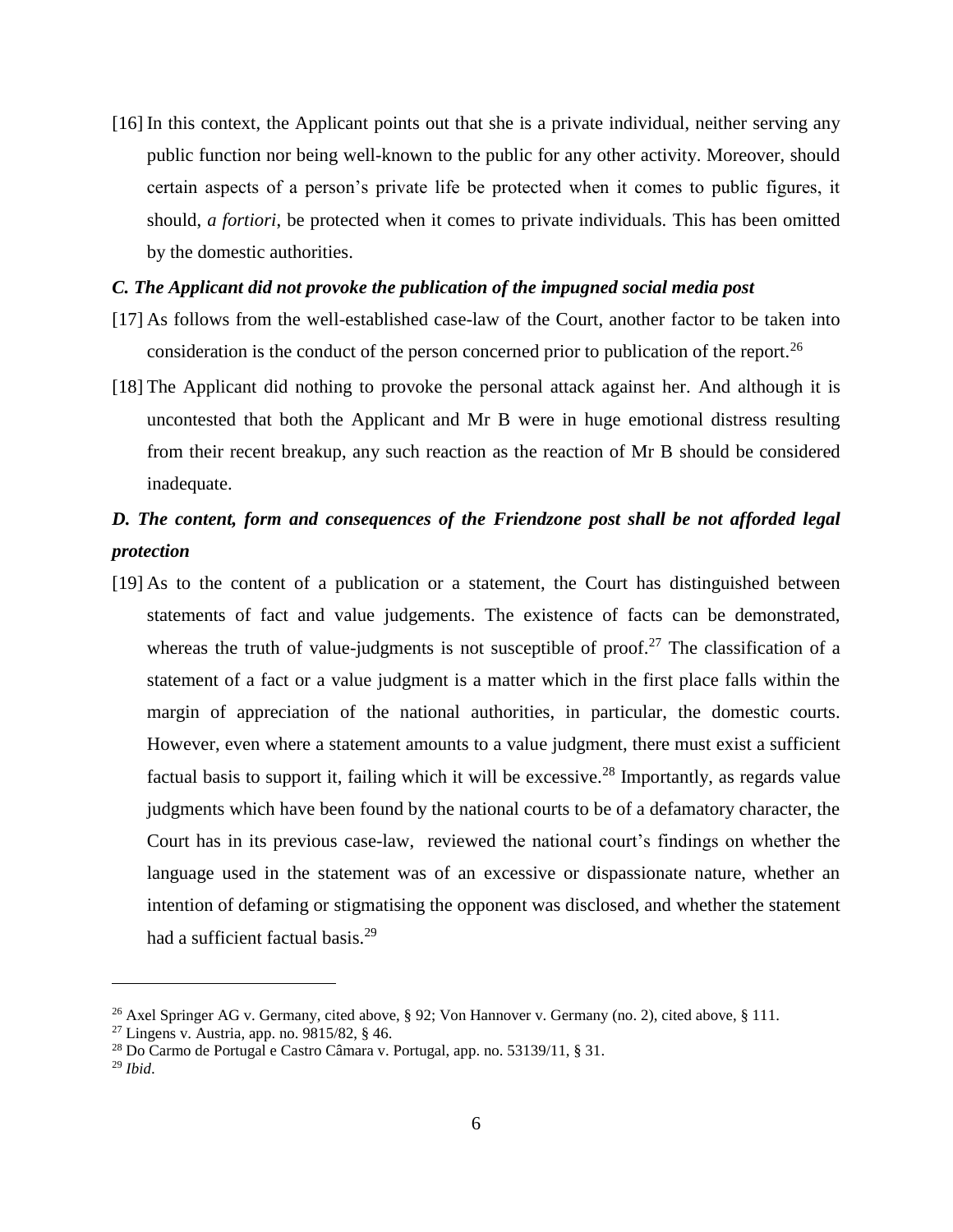[16] In this context, the Applicant points out that she is a private individual, neither serving any public function nor being well-known to the public for any other activity. Moreover, should certain aspects of a person's private life be protected when it comes to public figures, it should, *a fortiori*, be protected when it comes to private individuals. This has been omitted by the domestic authorities.

### *C. The Applicant did not provoke the publication of the impugned social media post*

[17] As follows from the well-established case-law of the Court, another factor to be taken into consideration is the conduct of the person concerned prior to publication of the report.[26]

[18] The Applicant did nothing to provoke the personal attack against her. And although it is uncontested that both the Applicant and Mr B were in huge emotional distress resulting from their recent breakup, any such reaction as the reaction of Mr B should be considered inadequate.

### *D. The content, form and consequences of the Friendzone post shall be not afforded legal protection*

[19] As to the content of a publication or a statement, the Court has distinguished between statements of fact and value judgements. The existence of facts can be demonstrated, whereas the truth of value-judgments is not susceptible of proof.[27] The classification of a statement of a fact or a value judgment is a matter which in the first place falls within the margin of appreciation of the national authorities, in particular, the domestic courts. However, even where a statement amounts to a value judgment, there must exist a sufficient factual basis to support it, failing which it will be excessive.[28] Importantly, as regards value judgments which have been found by the national courts to be of a defamatory character, the Court has in its previous case-law, reviewed the national court's findings on whether the language used in the statement was of an excessive or dispassionate nature, whether an intention of defaming or stigmatising the opponent was disclosed, and whether the statement had a sufficient factual basis.[29]

---

[26] Axel Springer AG v. Germany, cited above, § 92; Von Hannover v. Germany (no. 2), cited above, § 111.

[27] Lingens v. Austria, app. no. 9815/82, § 46.

[28] Do Carmo de Portugal e Castro Câmara v. Portugal, app. no. 53139/11, § 31.

[29] *Ibid*.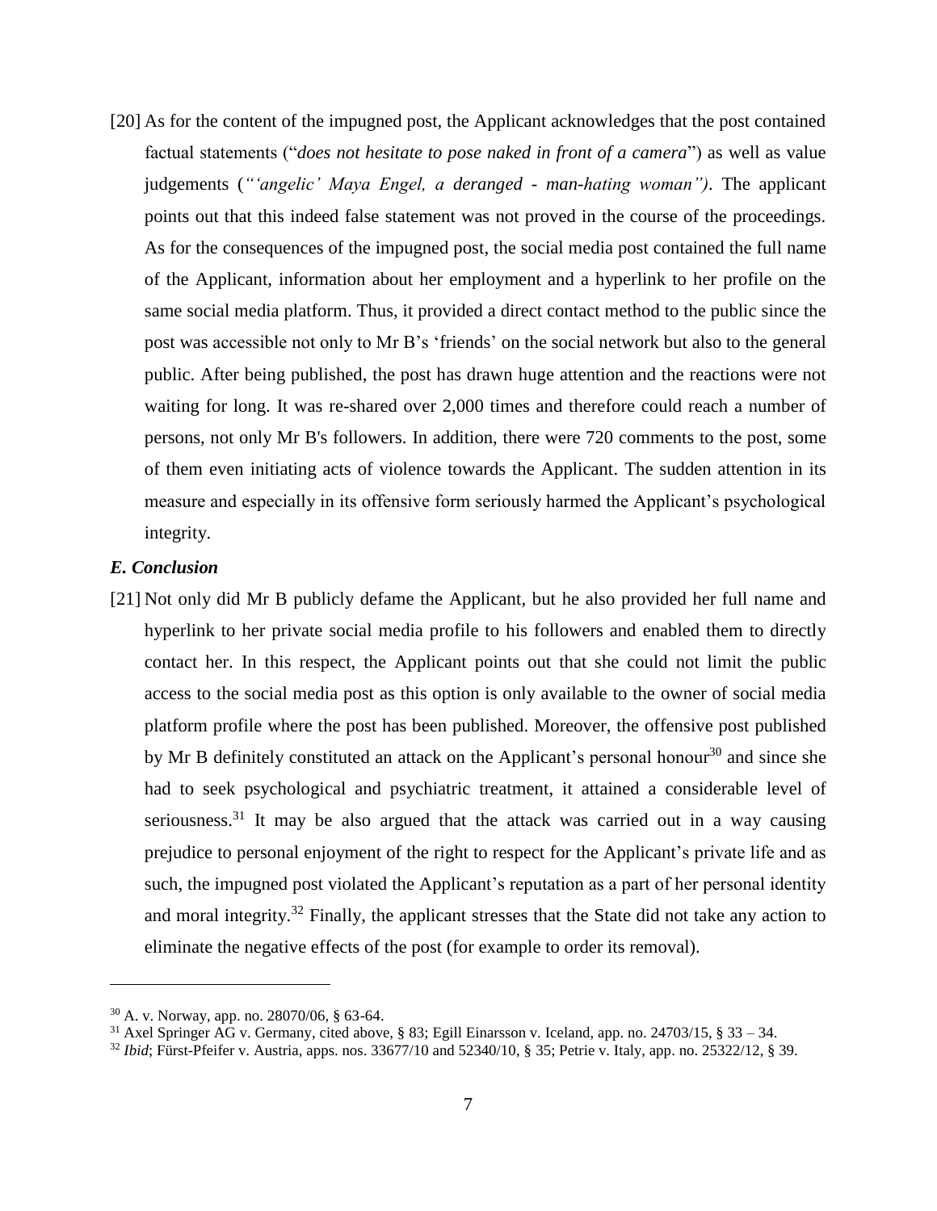[20] As for the content of the impugned post, the Applicant acknowledges that the post contained factual statements ("*does not hesitate to pose naked in front of a camera*") as well as value judgements (*"'angelic' Maya Engel, a deranged - man-hating woman")*. The applicant points out that this indeed false statement was not proved in the course of the proceedings. As for the consequences of the impugned post, the social media post contained the full name of the Applicant, information about her employment and a hyperlink to her profile on the same social media platform. Thus, it provided a direct contact method to the public since the post was accessible not only to Mr B's 'friends' on the social network but also to the general public. After being published, the post has drawn huge attention and the reactions were not waiting for long. It was re-shared over 2,000 times and therefore could reach a number of persons, not only Mr B's followers. In addition, there were 720 comments to the post, some of them even initiating acts of violence towards the Applicant. The sudden attention in its measure and especially in its offensive form seriously harmed the Applicant's psychological integrity.

### *E. Conclusion*

[21] Not only did Mr B publicly defame the Applicant, but he also provided her full name and hyperlink to her private social media profile to his followers and enabled them to directly contact her. In this respect, the Applicant points out that she could not limit the public access to the social media post as this option is only available to the owner of social media platform profile where the post has been published. Moreover, the offensive post published by Mr B definitely constituted an attack on the Applicant's personal honour[30] and since she had to seek psychological and psychiatric treatment, it attained a considerable level of seriousness.[31] It may be also argued that the attack was carried out in a way causing prejudice to personal enjoyment of the right to respect for the Applicant's private life and as such, the impugned post violated the Applicant's reputation as a part of her personal identity and moral integrity.[32] Finally, the applicant stresses that the State did not take any action to eliminate the negative effects of the post (for example to order its removal).

---

[30] A. v. Norway, app. no. 28070/06, § 63-64.

[31] Axel Springer AG v. Germany, cited above, § 83; Egill Einarsson v. Iceland, app. no. 24703/15, § 33 – 34.

[32] *Ibid*; Fürst-Pfeifer v. Austria, apps. nos. 33677/10 and 52340/10, § 35; Petrie v. Italy, app. no. 25322/12, § 39.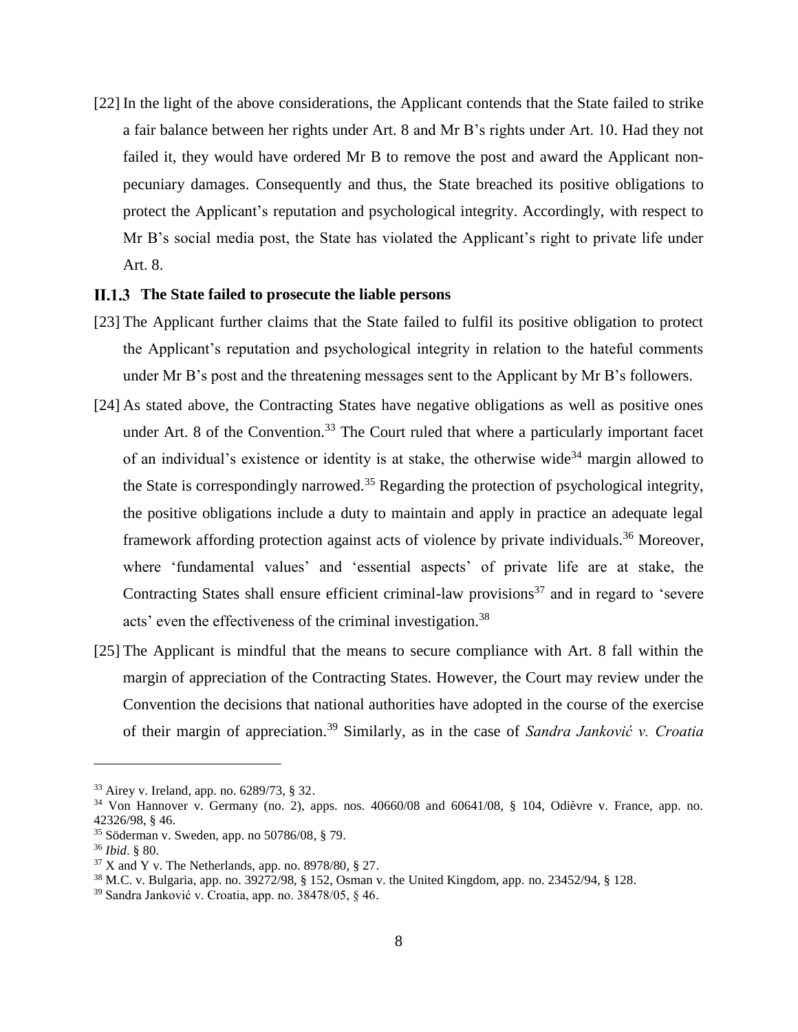[22] In the light of the above considerations, the Applicant contends that the State failed to strike a fair balance between her rights under Art. 8 and Mr B's rights under Art. 10. Had they not failed it, they would have ordered Mr B to remove the post and award the Applicant non-pecuniary damages. Consequently and thus, the State breached its positive obligations to protect the Applicant's reputation and psychological integrity. Accordingly, with respect to Mr B's social media post, the State has violated the Applicant's right to private life under Art. 8.

### II.1.3 The State failed to prosecute the liable persons

[23] The Applicant further claims that the State failed to fulfil its positive obligation to protect the Applicant's reputation and psychological integrity in relation to the hateful comments under Mr B's post and the threatening messages sent to the Applicant by Mr B's followers.

[24] As stated above, the Contracting States have negative obligations as well as positive ones under Art. 8 of the Convention.[33] The Court ruled that where a particularly important facet of an individual's existence or identity is at stake, the otherwise wide[34] margin allowed to the State is correspondingly narrowed.[35] Regarding the protection of psychological integrity, the positive obligations include a duty to maintain and apply in practice an adequate legal framework affording protection against acts of violence by private individuals.[36] Moreover, where 'fundamental values' and 'essential aspects' of private life are at stake, the Contracting States shall ensure efficient criminal-law provisions[37] and in regard to 'severe acts' even the effectiveness of the criminal investigation.[38]

[25] The Applicant is mindful that the means to secure compliance with Art. 8 fall within the margin of appreciation of the Contracting States. However, the Court may review under the Convention the decisions that national authorities have adopted in the course of the exercise of their margin of appreciation.[39] Similarly, as in the case of *Sandra Janković v. Croatia*

---

[33] Airey v. Ireland, app. no. 6289/73, § 32.

[34] Von Hannover v. Germany (no. 2), apps. nos. 40660/08 and 60641/08, § 104, Odièvre v. France, app. no. 42326/98, § 46.

[35] Söderman v. Sweden, app. no 50786/08, § 79.

[36] *Ibid*. § 80.

[37] X and Y v. The Netherlands, app. no. 8978/80, § 27.

[38] M.C. v. Bulgaria, app. no. 39272/98, § 152, Osman v. the United Kingdom, app. no. 23452/94, § 128.

[39] Sandra Janković v. Croatia, app. no. 38478/05, § 46.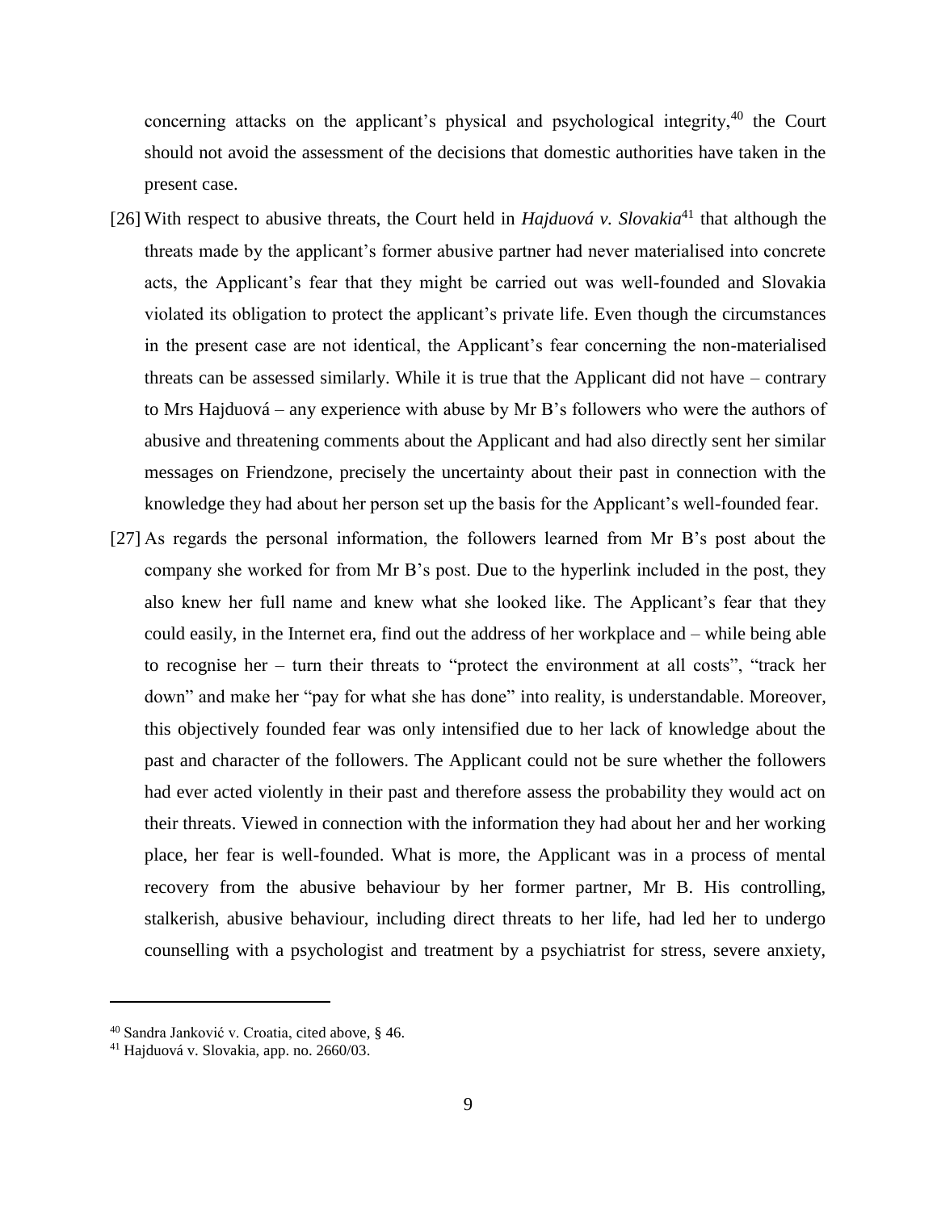concerning attacks on the applicant's physical and psychological integrity,[40] the Court should not avoid the assessment of the decisions that domestic authorities have taken in the present case.

[26] With respect to abusive threats, the Court held in *Hajduová v. Slovakia*[41] that although the threats made by the applicant's former abusive partner had never materialised into concrete acts, the Applicant's fear that they might be carried out was well-founded and Slovakia violated its obligation to protect the applicant's private life. Even though the circumstances in the present case are not identical, the Applicant's fear concerning the non-materialised threats can be assessed similarly. While it is true that the Applicant did not have – contrary to Mrs Hajduová – any experience with abuse by Mr B's followers who were the authors of abusive and threatening comments about the Applicant and had also directly sent her similar messages on Friendzone, precisely the uncertainty about their past in connection with the knowledge they had about her person set up the basis for the Applicant's well-founded fear.

[27] As regards the personal information, the followers learned from Mr B's post about the company she worked for from Mr B's post. Due to the hyperlink included in the post, they also knew her full name and knew what she looked like. The Applicant's fear that they could easily, in the Internet era, find out the address of her workplace and – while being able to recognise her – turn their threats to "protect the environment at all costs", "track her down" and make her "pay for what she has done" into reality, is understandable. Moreover, this objectively founded fear was only intensified due to her lack of knowledge about the past and character of the followers. The Applicant could not be sure whether the followers had ever acted violently in their past and therefore assess the probability they would act on their threats. Viewed in connection with the information they had about her and her working place, her fear is well-founded. What is more, the Applicant was in a process of mental recovery from the abusive behaviour by her former partner, Mr B. His controlling, stalkerish, abusive behaviour, including direct threats to her life, had led her to undergo counselling with a psychologist and treatment by a psychiatrist for stress, severe anxiety,

---

[40] Sandra Janković v. Croatia, cited above, § 46.

[41] Hajduová v. Slovakia, app. no. 2660/03.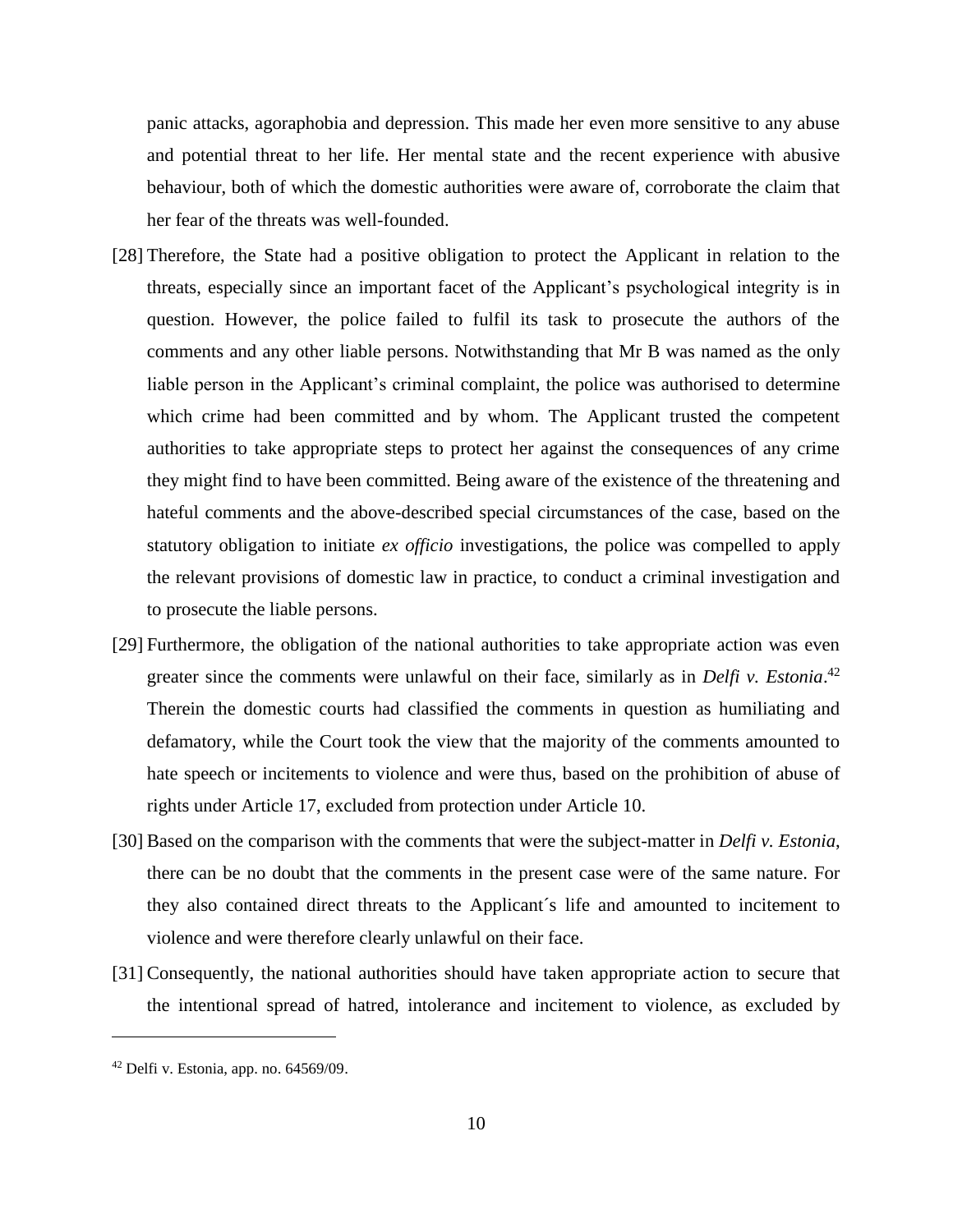panic attacks, agoraphobia and depression. This made her even more sensitive to any abuse and potential threat to her life. Her mental state and the recent experience with abusive behaviour, both of which the domestic authorities were aware of, corroborate the claim that her fear of the threats was well-founded.

[28] Therefore, the State had a positive obligation to protect the Applicant in relation to the threats, especially since an important facet of the Applicant's psychological integrity is in question. However, the police failed to fulfil its task to prosecute the authors of the comments and any other liable persons. Notwithstanding that Mr B was named as the only liable person in the Applicant's criminal complaint, the police was authorised to determine which crime had been committed and by whom. The Applicant trusted the competent authorities to take appropriate steps to protect her against the consequences of any crime they might find to have been committed. Being aware of the existence of the threatening and hateful comments and the above-described special circumstances of the case, based on the statutory obligation to initiate *ex officio* investigations, the police was compelled to apply the relevant provisions of domestic law in practice, to conduct a criminal investigation and to prosecute the liable persons.

[29] Furthermore, the obligation of the national authorities to take appropriate action was even greater since the comments were unlawful on their face, similarly as in *Delfi v. Estonia*.[42] Therein the domestic courts had classified the comments in question as humiliating and defamatory, while the Court took the view that the majority of the comments amounted to hate speech or incitements to violence and were thus, based on the prohibition of abuse of rights under Article 17, excluded from protection under Article 10.

[30] Based on the comparison with the comments that were the subject-matter in *Delfi v. Estonia*, there can be no doubt that the comments in the present case were of the same nature. For they also contained direct threats to the Applicant´s life and amounted to incitement to violence and were therefore clearly unlawful on their face.

[31] Consequently, the national authorities should have taken appropriate action to secure that the intentional spread of hatred, intolerance and incitement to violence, as excluded by

[42] Delfi v. Estonia, app. no. 64569/09.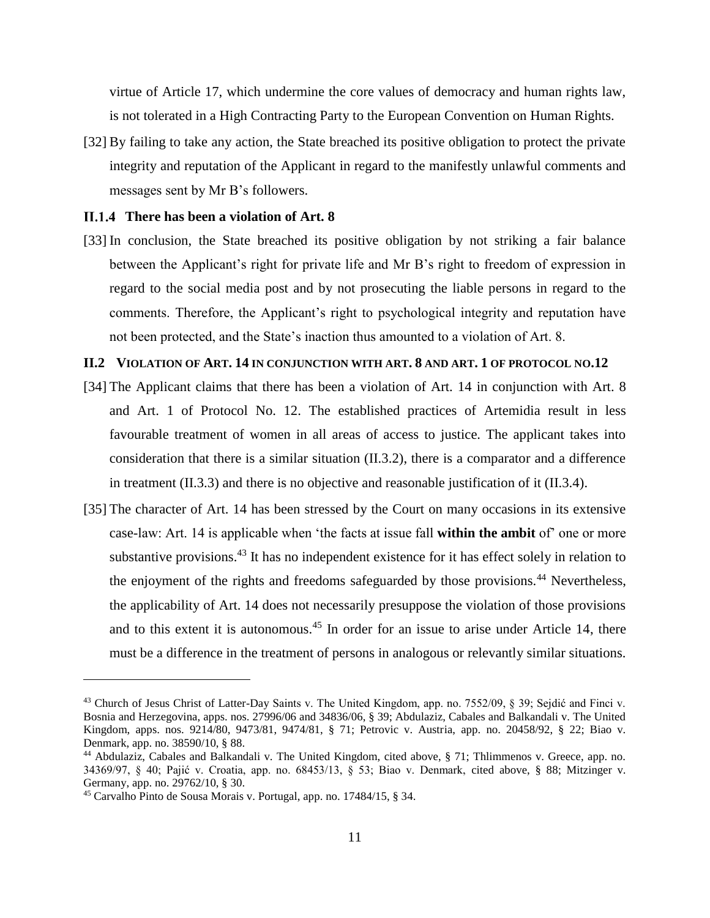virtue of Article 17, which undermine the core values of democracy and human rights law, is not tolerated in a High Contracting Party to the European Convention on Human Rights.

[32] By failing to take any action, the State breached its positive obligation to protect the private integrity and reputation of the Applicant in regard to the manifestly unlawful comments and messages sent by Mr B's followers.

#### II.1.4 There has been a violation of Art. 8

[33] In conclusion, the State breached its positive obligation by not striking a fair balance between the Applicant's right for private life and Mr B's right to freedom of expression in regard to the social media post and by not prosecuting the liable persons in regard to the comments. Therefore, the Applicant's right to psychological integrity and reputation have not been protected, and the State's inaction thus amounted to a violation of Art. 8.

### II.2 VIOLATION OF ART. 14 IN CONJUNCTION WITH ART. 8 AND ART. 1 OF PROTOCOL NO.12

[34] The Applicant claims that there has been a violation of Art. 14 in conjunction with Art. 8 and Art. 1 of Protocol No. 12. The established practices of Artemidia result in less favourable treatment of women in all areas of access to justice. The applicant takes into consideration that there is a similar situation (II.3.2), there is a comparator and a difference in treatment (II.3.3) and there is no objective and reasonable justification of it (II.3.4).

[35] The character of Art. 14 has been stressed by the Court on many occasions in its extensive case-law: Art. 14 is applicable when 'the facts at issue fall **within the ambit** of' one or more substantive provisions.[43] It has no independent existence for it has effect solely in relation to the enjoyment of the rights and freedoms safeguarded by those provisions.[44] Nevertheless, the applicability of Art. 14 does not necessarily presuppose the violation of those provisions and to this extent it is autonomous.[45] In order for an issue to arise under Article 14, there must be a difference in the treatment of persons in analogous or relevantly similar situations.

---

[43] Church of Jesus Christ of Latter-Day Saints v. The United Kingdom, app. no. 7552/09, § 39; Sejdić and Finci v. Bosnia and Herzegovina, apps. nos. 27996/06 and 34836/06, § 39; Abdulaziz, Cabales and Balkandali v. The United Kingdom, apps. nos. 9214/80, 9473/81, 9474/81, § 71; Petrovic v. Austria, app. no. 20458/92, § 22; Biao v. Denmark, app. no. 38590/10, § 88.

[44] Abdulaziz, Cabales and Balkandali v. The United Kingdom, cited above, § 71; Thlimmenos v. Greece, app. no. 34369/97, § 40; Pajić v. Croatia, app. no. 68453/13, § 53; Biao v. Denmark, cited above, § 88; Mitzinger v. Germany, app. no. 29762/10, § 30.

[45] Carvalho Pinto de Sousa Morais v. Portugal, app. no. 17484/15, § 34.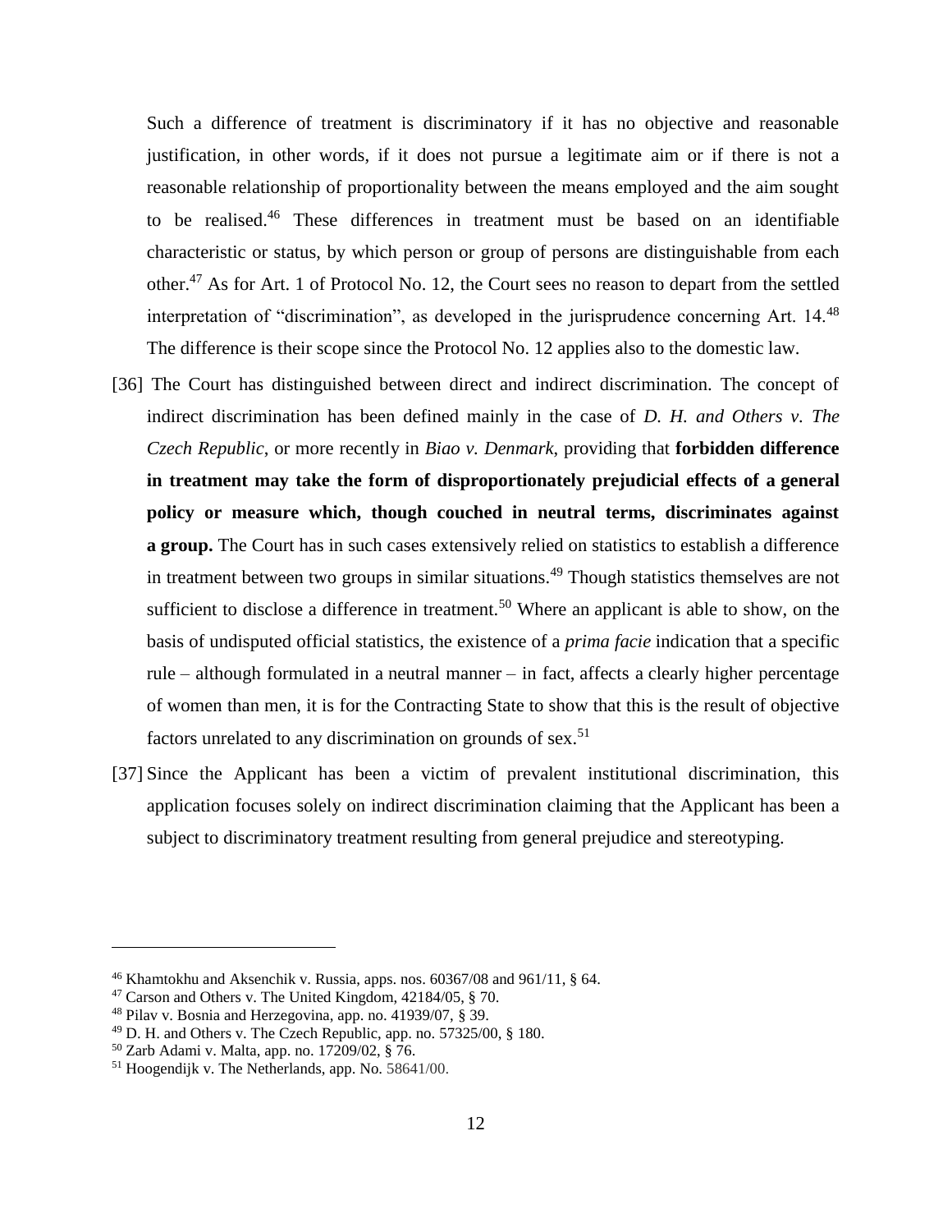Such a difference of treatment is discriminatory if it has no objective and reasonable justification, in other words, if it does not pursue a legitimate aim or if there is not a reasonable relationship of proportionality between the means employed and the aim sought to be realised.[46] These differences in treatment must be based on an identifiable characteristic or status, by which person or group of persons are distinguishable from each other.[47] As for Art. 1 of Protocol No. 12, the Court sees no reason to depart from the settled interpretation of "discrimination", as developed in the jurisprudence concerning Art. 14.[48] The difference is their scope since the Protocol No. 12 applies also to the domestic law.

[36] The Court has distinguished between direct and indirect discrimination. The concept of indirect discrimination has been defined mainly in the case of *D. H. and Others v. The Czech Republic*, or more recently in *Biao v. Denmark*, providing that **forbidden difference in treatment may take the form of disproportionately prejudicial effects of a general policy or measure which, though couched in neutral terms, discriminates against a group.** The Court has in such cases extensively relied on statistics to establish a difference in treatment between two groups in similar situations.[49] Though statistics themselves are not sufficient to disclose a difference in treatment.[50] Where an applicant is able to show, on the basis of undisputed official statistics, the existence of a *prima facie* indication that a specific rule – although formulated in a neutral manner – in fact, affects a clearly higher percentage of women than men, it is for the Contracting State to show that this is the result of objective factors unrelated to any discrimination on grounds of sex.[51]

[37] Since the Applicant has been a victim of prevalent institutional discrimination, this application focuses solely on indirect discrimination claiming that the Applicant has been a subject to discriminatory treatment resulting from general prejudice and stereotyping.

---

[46] Khamtokhu and Aksenchik v. Russia, apps. nos. 60367/08 and 961/11, § 64.

[47] Carson and Others v. The United Kingdom, 42184/05, § 70.

[48] Pilav v. Bosnia and Herzegovina, app. no. 41939/07, § 39.

[49] D. H. and Others v. The Czech Republic, app. no. 57325/00, § 180.

[50] Zarb Adami v. Malta, app. no. 17209/02, § 76.

[51] Hoogendijk v. The Netherlands, app. No. 58641/00.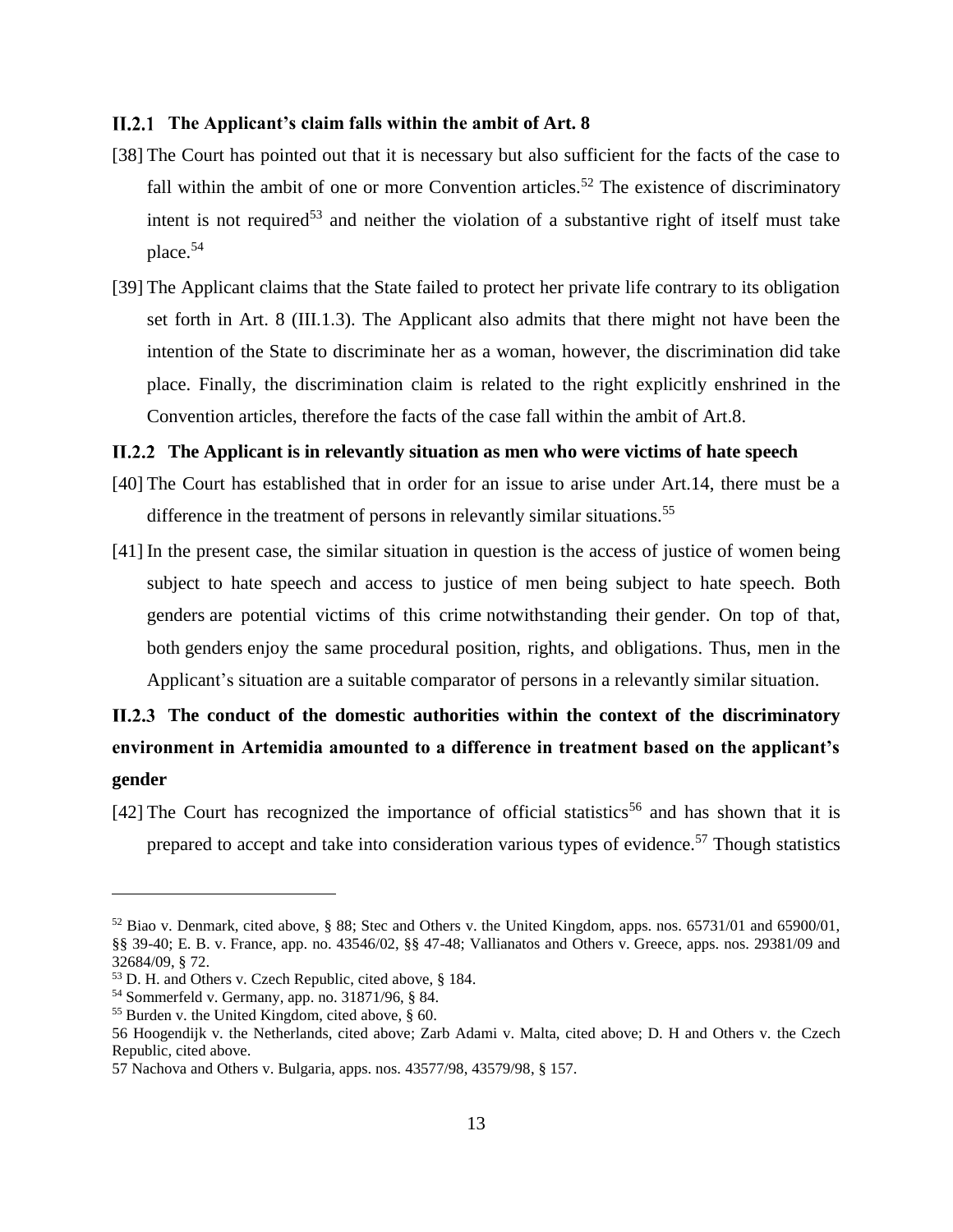### II.2.1 The Applicant's claim falls within the ambit of Art. 8

[38] The Court has pointed out that it is necessary but also sufficient for the facts of the case to fall within the ambit of one or more Convention articles.[52] The existence of discriminatory intent is not required[53] and neither the violation of a substantive right of itself must take place.[54]

[39] The Applicant claims that the State failed to protect her private life contrary to its obligation set forth in Art. 8 (III.1.3). The Applicant also admits that there might not have been the intention of the State to discriminate her as a woman, however, the discrimination did take place. Finally, the discrimination claim is related to the right explicitly enshrined in the Convention articles, therefore the facts of the case fall within the ambit of Art.8.

### II.2.2 The Applicant is in relevantly situation as men who were victims of hate speech

[40] The Court has established that in order for an issue to arise under Art.14, there must be a difference in the treatment of persons in relevantly similar situations.[55]

[41] In the present case, the similar situation in question is the access of justice of women being subject to hate speech and access to justice of men being subject to hate speech. Both genders are potential victims of this crime notwithstanding their gender. On top of that, both genders enjoy the same procedural position, rights, and obligations. Thus, men in the Applicant's situation are a suitable comparator of persons in a relevantly similar situation.

### II.2.3 The conduct of the domestic authorities within the context of the discriminatory environment in Artemidia amounted to a difference in treatment based on the applicant's gender

[42] The Court has recognized the importance of official statistics[56] and has shown that it is prepared to accept and take into consideration various types of evidence.[57] Though statistics

---

[52] Biao v. Denmark, cited above, § 88; Stec and Others v. the United Kingdom, apps. nos. 65731/01 and 65900/01, §§ 39-40; E. B. v. France, app. no. 43546/02, §§ 47-48; Vallianatos and Others v. Greece, apps. nos. 29381/09 and 32684/09, § 72.

[53] D. H. and Others v. Czech Republic, cited above, § 184.

[54] Sommerfeld v. Germany, app. no. 31871/96, § 84.

[55] Burden v. the United Kingdom, cited above, § 60.

56 Hoogendijk v. the Netherlands, cited above; Zarb Adami v. Malta, cited above; D. H and Others v. the Czech Republic, cited above.

57 Nachova and Others v. Bulgaria, apps. nos. 43577/98, 43579/98, § 157.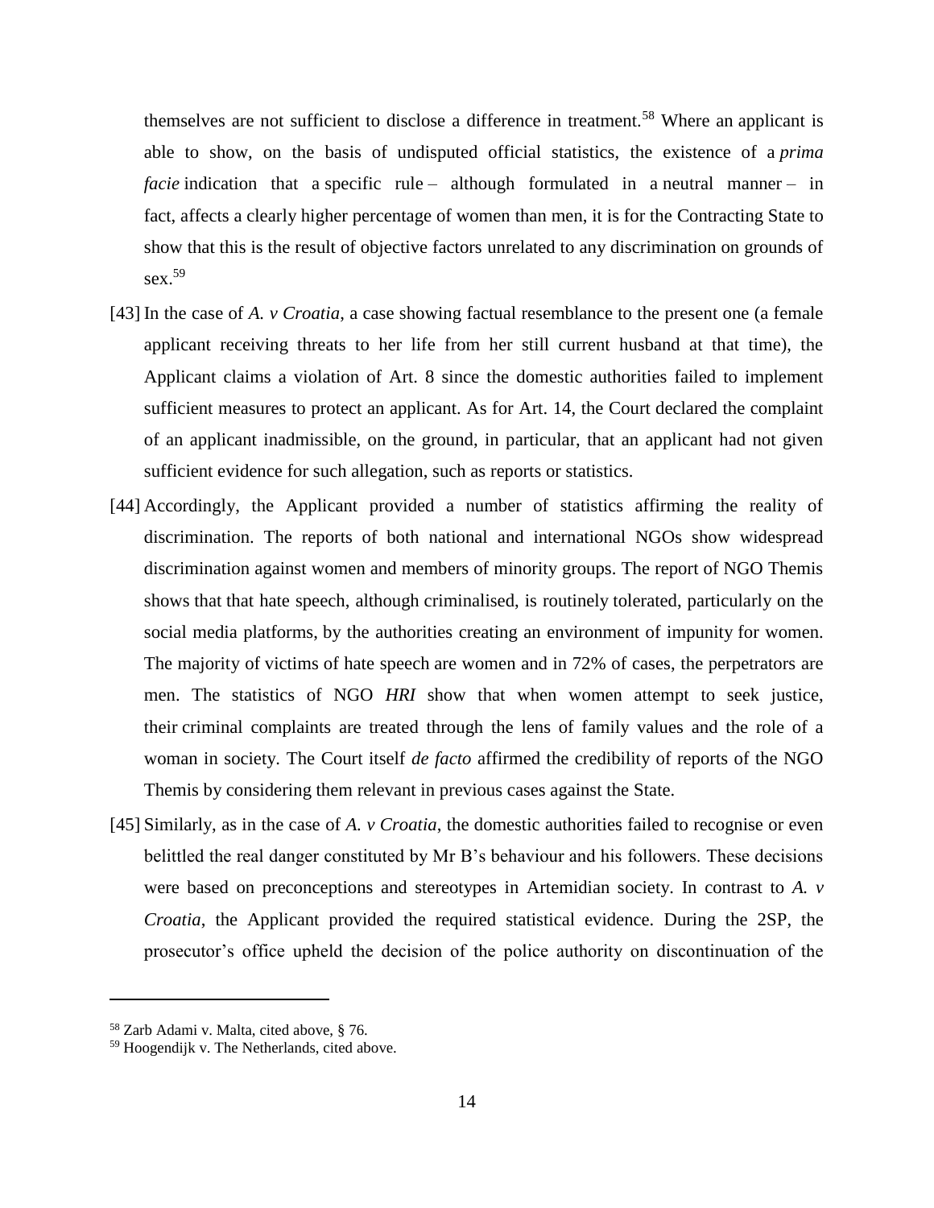themselves are not sufficient to disclose a difference in treatment.[58] Where an applicant is able to show, on the basis of undisputed official statistics, the existence of a *prima facie* indication that a specific rule – although formulated in a neutral manner – in fact, affects a clearly higher percentage of women than men, it is for the Contracting State to show that this is the result of objective factors unrelated to any discrimination on grounds of sex.[59]

[43] In the case of *A. v Croatia*, a case showing factual resemblance to the present one (a female applicant receiving threats to her life from her still current husband at that time), the Applicant claims a violation of Art. 8 since the domestic authorities failed to implement sufficient measures to protect an applicant. As for Art. 14, the Court declared the complaint of an applicant inadmissible, on the ground, in particular, that an applicant had not given sufficient evidence for such allegation, such as reports or statistics.

[44] Accordingly, the Applicant provided a number of statistics affirming the reality of discrimination. The reports of both national and international NGOs show widespread discrimination against women and members of minority groups. The report of NGO Themis shows that that hate speech, although criminalised, is routinely tolerated, particularly on the social media platforms, by the authorities creating an environment of impunity for women. The majority of victims of hate speech are women and in 72% of cases, the perpetrators are men. The statistics of NGO *HRI* show that when women attempt to seek justice, their criminal complaints are treated through the lens of family values and the role of a woman in society. The Court itself *de facto* affirmed the credibility of reports of the NGO Themis by considering them relevant in previous cases against the State.

[45] Similarly, as in the case of *A. v Croatia*, the domestic authorities failed to recognise or even belittled the real danger constituted by Mr B's behaviour and his followers. These decisions were based on preconceptions and stereotypes in Artemidian society. In contrast to *A. v Croatia*, the Applicant provided the required statistical evidence. During the 2SP, the prosecutor's office upheld the decision of the police authority on discontinuation of the

[58] Zarb Adami v. Malta, cited above, § 76.

[59] Hoogendijk v. The Netherlands, cited above.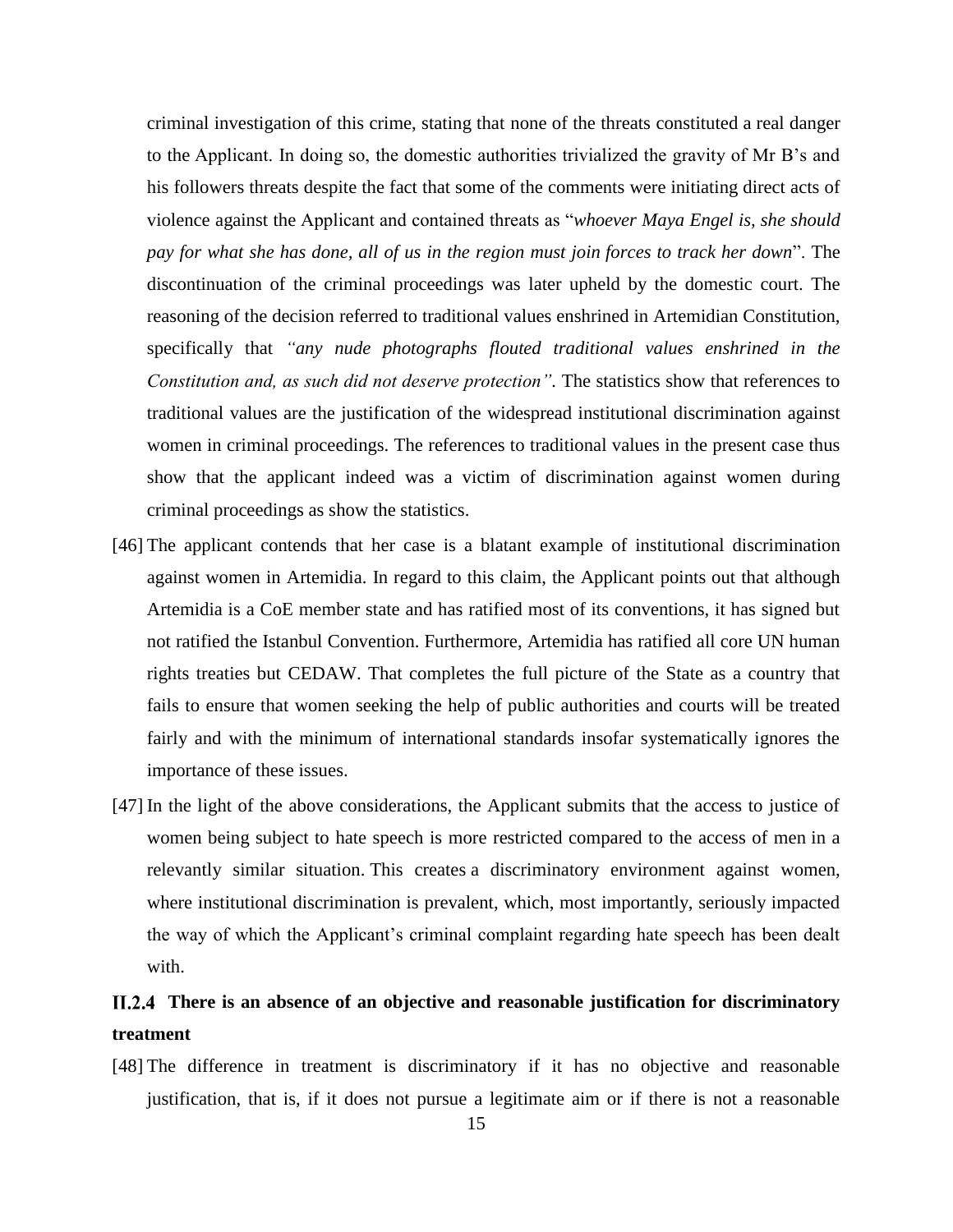criminal investigation of this crime, stating that none of the threats constituted a real danger to the Applicant. In doing so, the domestic authorities trivialized the gravity of Mr B's and his followers threats despite the fact that some of the comments were initiating direct acts of violence against the Applicant and contained threats as "*whoever Maya Engel is, she should pay for what she has done, all of us in the region must join forces to track her down*". The discontinuation of the criminal proceedings was later upheld by the domestic court. The reasoning of the decision referred to traditional values enshrined in Artemidian Constitution, specifically that *"any nude photographs flouted traditional values enshrined in the Constitution and, as such did not deserve protection"*. The statistics show that references to traditional values are the justification of the widespread institutional discrimination against women in criminal proceedings. The references to traditional values in the present case thus show that the applicant indeed was a victim of discrimination against women during criminal proceedings as show the statistics.

[46] The applicant contends that her case is a blatant example of institutional discrimination against women in Artemidia. In regard to this claim, the Applicant points out that although Artemidia is a CoE member state and has ratified most of its conventions, it has signed but not ratified the Istanbul Convention. Furthermore, Artemidia has ratified all core UN human rights treaties but CEDAW. That completes the full picture of the State as a country that fails to ensure that women seeking the help of public authorities and courts will be treated fairly and with the minimum of international standards insofar systematically ignores the importance of these issues.

[47] In the light of the above considerations, the Applicant submits that the access to justice of women being subject to hate speech is more restricted compared to the access of men in a relevantly similar situation. This creates a discriminatory environment against women, where institutional discrimination is prevalent, which, most importantly, seriously impacted the way of which the Applicant's criminal complaint regarding hate speech has been dealt with.

#### II.2.4 There is an absence of an objective and reasonable justification for discriminatory treatment

[48] The difference in treatment is discriminatory if it has no objective and reasonable justification, that is, if it does not pursue a legitimate aim or if there is not a reasonable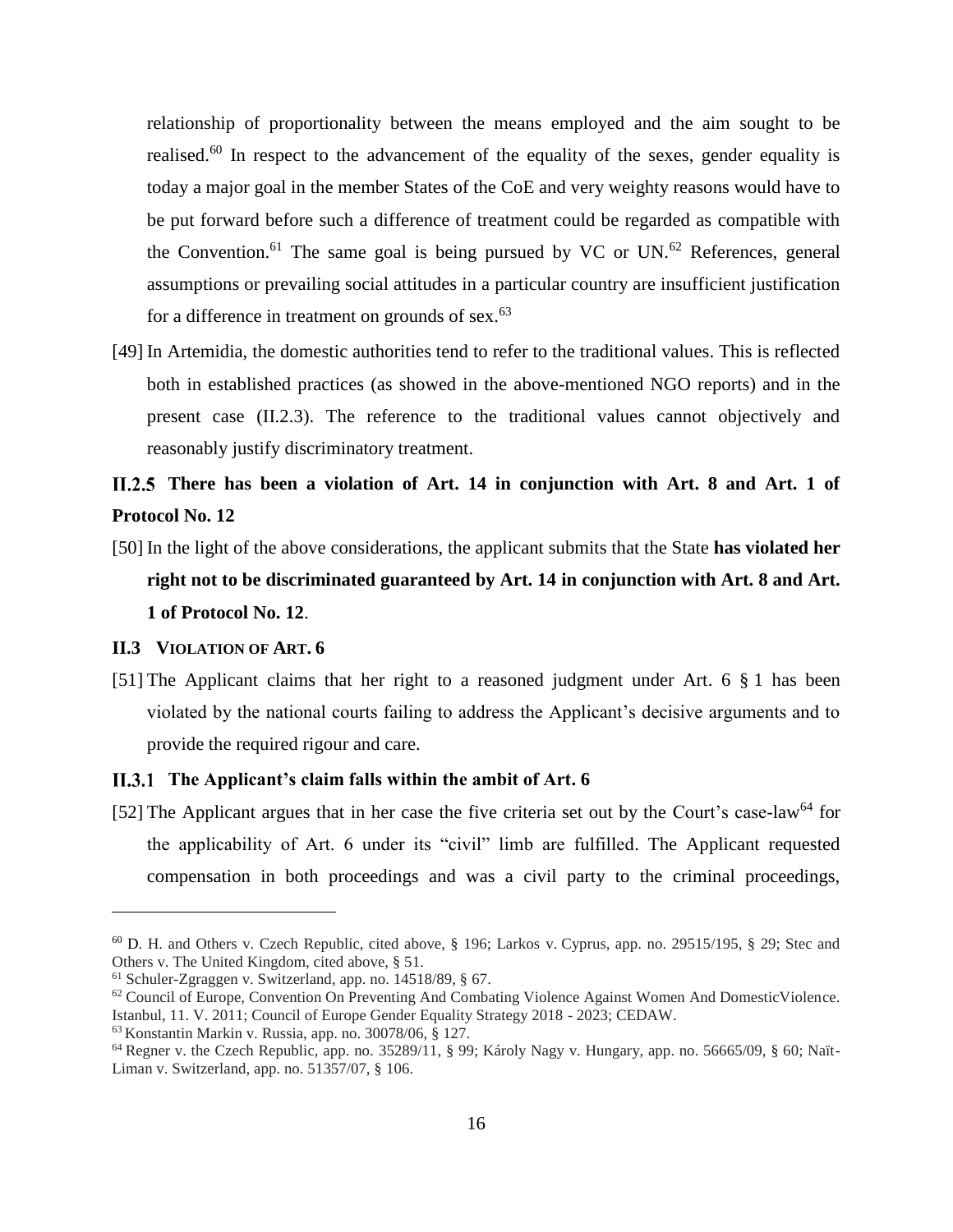relationship of proportionality between the means employed and the aim sought to be realised.[60] In respect to the advancement of the equality of the sexes, gender equality is today a major goal in the member States of the CoE and very weighty reasons would have to be put forward before such a difference of treatment could be regarded as compatible with the Convention.[61] The same goal is being pursued by VC or UN.[62] References, general assumptions or prevailing social attitudes in a particular country are insufficient justification for a difference in treatment on grounds of sex.[63]

[49] In Artemidia, the domestic authorities tend to refer to the traditional values. This is reflected both in established practices (as showed in the above-mentioned NGO reports) and in the present case (II.2.3). The reference to the traditional values cannot objectively and reasonably justify discriminatory treatment.

#### II.2.5 There has been a violation of Art. 14 in conjunction with Art. 8 and Art. 1 of Protocol No. 12

[50] In the light of the above considerations, the applicant submits that the State **has violated her right not to be discriminated guaranteed by Art. 14 in conjunction with Art. 8 and Art. 1 of Protocol No. 12**.

### II.3 VIOLATION OF ART. 6

[51] The Applicant claims that her right to a reasoned judgment under Art. 6 § 1 has been violated by the national courts failing to address the Applicant's decisive arguments and to provide the required rigour and care.

#### II.3.1 The Applicant's claim falls within the ambit of Art. 6

[52] The Applicant argues that in her case the five criteria set out by the Court's case-law[64] for the applicability of Art. 6 under its "civil" limb are fulfilled. The Applicant requested compensation in both proceedings and was a civil party to the criminal proceedings,

---

[60] D. H. and Others v. Czech Republic, cited above, § 196; Larkos v. Cyprus, app. no. 29515/195, § 29; Stec and Others v. The United Kingdom, cited above, § 51.

[61] Schuler-Zgraggen v. Switzerland, app. no. 14518/89, § 67.

[62] Council of Europe, Convention On Preventing And Combating Violence Against Women And DomesticViolence. Istanbul, 11. V. 2011; Council of Europe Gender Equality Strategy 2018 - 2023; CEDAW.

[63] Konstantin Markin v. Russia, app. no. 30078/06, § 127.

[64] Regner v. the Czech Republic, app. no. 35289/11, § 99; Károly Nagy v. Hungary, app. no. 56665/09, § 60; Naït-Liman v. Switzerland, app. no. 51357/07, § 106.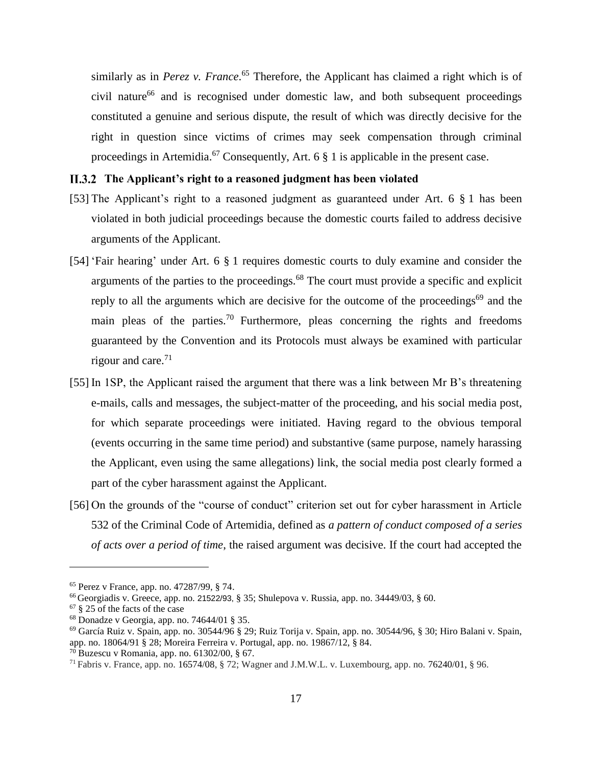similarly as in *Perez v. France*.[65] Therefore, the Applicant has claimed a right which is of civil nature[66] and is recognised under domestic law, and both subsequent proceedings constituted a genuine and serious dispute, the result of which was directly decisive for the right in question since victims of crimes may seek compensation through criminal proceedings in Artemidia.[67] Consequently, Art. 6 § 1 is applicable in the present case.

### II.3.2 The Applicant's right to a reasoned judgment has been violated

[53] The Applicant's right to a reasoned judgment as guaranteed under Art. 6 § 1 has been violated in both judicial proceedings because the domestic courts failed to address decisive arguments of the Applicant.

[54] 'Fair hearing' under Art. 6 § 1 requires domestic courts to duly examine and consider the arguments of the parties to the proceedings.[68] The court must provide a specific and explicit reply to all the arguments which are decisive for the outcome of the proceedings[69] and the main pleas of the parties.[70] Furthermore, pleas concerning the rights and freedoms guaranteed by the Convention and its Protocols must always be examined with particular rigour and care.[71]

[55] In 1SP, the Applicant raised the argument that there was a link between Mr B's threatening e-mails, calls and messages, the subject-matter of the proceeding, and his social media post, for which separate proceedings were initiated. Having regard to the obvious temporal (events occurring in the same time period) and substantive (same purpose, namely harassing the Applicant, even using the same allegations) link, the social media post clearly formed a part of the cyber harassment against the Applicant.

[56] On the grounds of the "course of conduct" criterion set out for cyber harassment in Article 532 of the Criminal Code of Artemidia, defined as *a pattern of conduct composed of a series of acts over a period of time*, the raised argument was decisive. If the court had accepted the

---

[65] Perez v France, app. no. 47287/99, § 74.

[66] Georgiadis v. Greece, app. no. 21522/93, § 35; Shulepova v. Russia, app. no. 34449/03, § 60.

[67] § 25 of the facts of the case

[68] Donadze v Georgia, app. no. 74644/01 § 35.

[69] García Ruiz v. Spain, app. no. 30544/96 § 29; Ruiz Torija v. Spain, app. no. 30544/96, § 30; Hiro Balani v. Spain, app. no. 18064/91 § 28; Moreira Ferreira v. Portugal, app. no. 19867/12, § 84.

[70] Buzescu v Romania, app. no. 61302/00, § 67.

[71] Fabris v. France, app. no. 16574/08, § 72; Wagner and J.M.W.L. v. Luxembourg, app. no. 76240/01, § 96.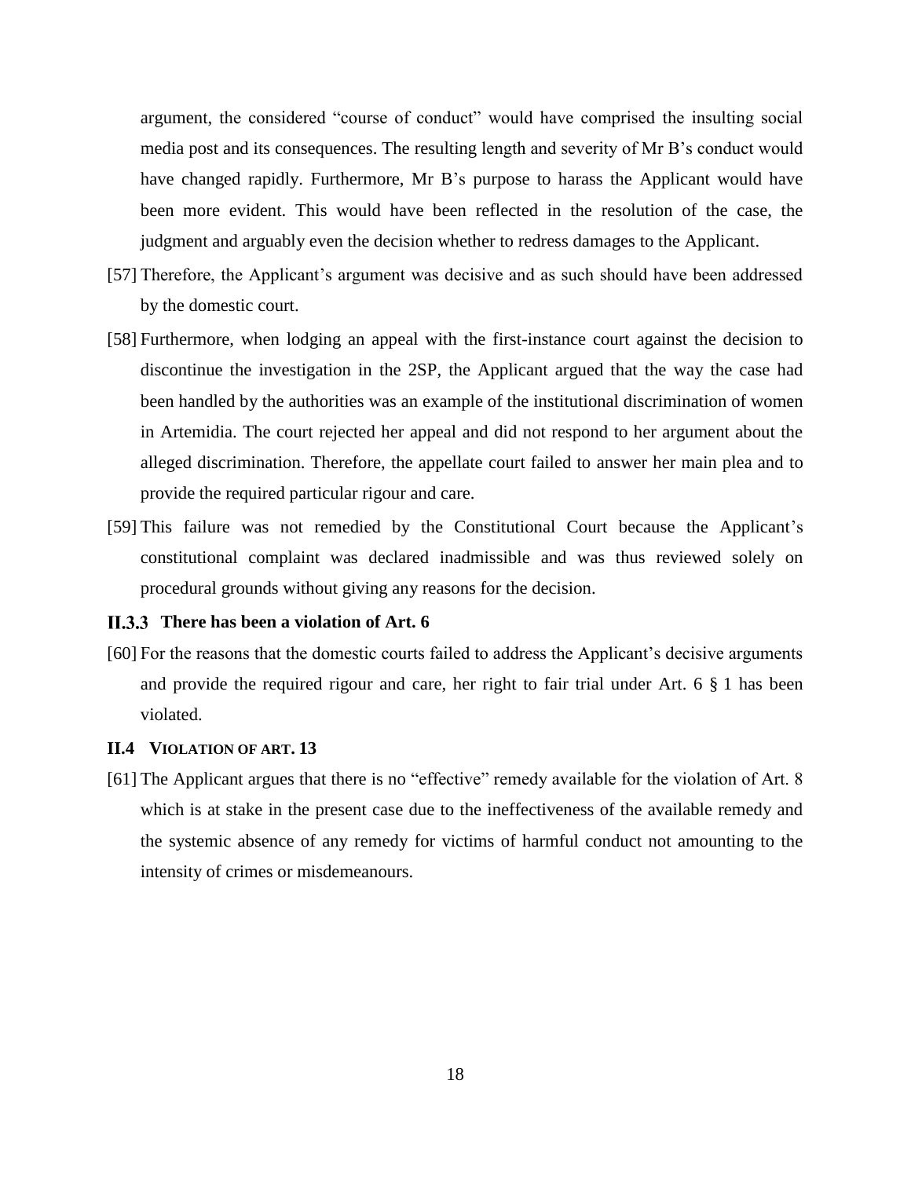argument, the considered "course of conduct" would have comprised the insulting social media post and its consequences. The resulting length and severity of Mr B's conduct would have changed rapidly. Furthermore, Mr B's purpose to harass the Applicant would have been more evident. This would have been reflected in the resolution of the case, the judgment and arguably even the decision whether to redress damages to the Applicant.

[57] Therefore, the Applicant's argument was decisive and as such should have been addressed by the domestic court.

[58] Furthermore, when lodging an appeal with the first-instance court against the decision to discontinue the investigation in the 2SP, the Applicant argued that the way the case had been handled by the authorities was an example of the institutional discrimination of women in Artemidia. The court rejected her appeal and did not respond to her argument about the alleged discrimination. Therefore, the appellate court failed to answer her main plea and to provide the required particular rigour and care.

[59] This failure was not remedied by the Constitutional Court because the Applicant's constitutional complaint was declared inadmissible and was thus reviewed solely on procedural grounds without giving any reasons for the decision.

### II.3.3 There has been a violation of Art. 6

[60] For the reasons that the domestic courts failed to address the Applicant's decisive arguments and provide the required rigour and care, her right to fair trial under Art. 6 § 1 has been violated.

## II.4 VIOLATION OF ART. 13

[61] The Applicant argues that there is no "effective" remedy available for the violation of Art. 8 which is at stake in the present case due to the ineffectiveness of the available remedy and the systemic absence of any remedy for victims of harmful conduct not amounting to the intensity of crimes or misdemeanours.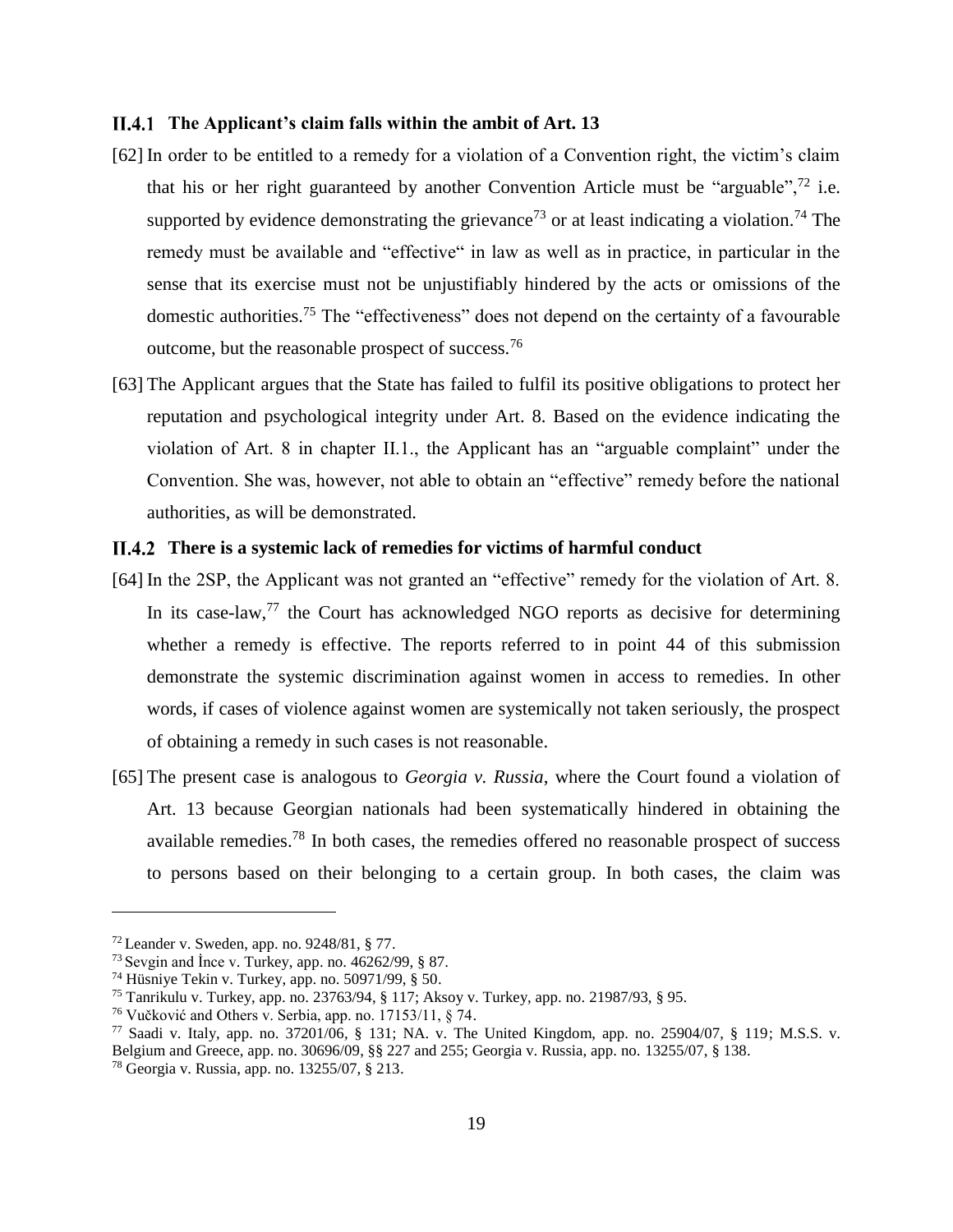### II.4.1 The Applicant's claim falls within the ambit of Art. 13

[62] In order to be entitled to a remedy for a violation of a Convention right, the victim's claim that his or her right guaranteed by another Convention Article must be "arguable",[72] i.e. supported by evidence demonstrating the grievance[73] or at least indicating a violation.[74] The remedy must be available and "effective" in law as well as in practice, in particular in the sense that its exercise must not be unjustifiably hindered by the acts or omissions of the domestic authorities.[75] The "effectiveness" does not depend on the certainty of a favourable outcome, but the reasonable prospect of success.[76]

[63] The Applicant argues that the State has failed to fulfil its positive obligations to protect her reputation and psychological integrity under Art. 8. Based on the evidence indicating the violation of Art. 8 in chapter II.1., the Applicant has an "arguable complaint" under the Convention. She was, however, not able to obtain an "effective" remedy before the national authorities, as will be demonstrated.

### II.4.2 There is a systemic lack of remedies for victims of harmful conduct

[64] In the 2SP, the Applicant was not granted an "effective" remedy for the violation of Art. 8. In its case-law,[77] the Court has acknowledged NGO reports as decisive for determining whether a remedy is effective. The reports referred to in point 44 of this submission demonstrate the systemic discrimination against women in access to remedies. In other words, if cases of violence against women are systemically not taken seriously, the prospect of obtaining a remedy in such cases is not reasonable.

[65] The present case is analogous to *Georgia v. Russia*, where the Court found a violation of Art. 13 because Georgian nationals had been systematically hindered in obtaining the available remedies.[78] In both cases, the remedies offered no reasonable prospect of success to persons based on their belonging to a certain group. In both cases, the claim was

---

[72] Leander v. Sweden, app. no. 9248/81, § 77.

[73] Sevgin and İnce v. Turkey, app. no. 46262/99, § 87.

[74] Hüsniye Tekin v. Turkey, app. no. 50971/99, § 50.

[75] Tanrikulu v. Turkey, app. no. 23763/94, § 117; Aksoy v. Turkey, app. no. 21987/93, § 95.

[76] Vučković and Others v. Serbia, app. no. 17153/11, § 74.

[77] Saadi v. Italy, app. no. 37201/06, § 131; NA. v. The United Kingdom, app. no. 25904/07, § 119; M.S.S. v. Belgium and Greece, app. no. 30696/09, §§ 227 and 255; Georgia v. Russia, app. no. 13255/07, § 138.

[78] Georgia v. Russia, app. no. 13255/07, § 213.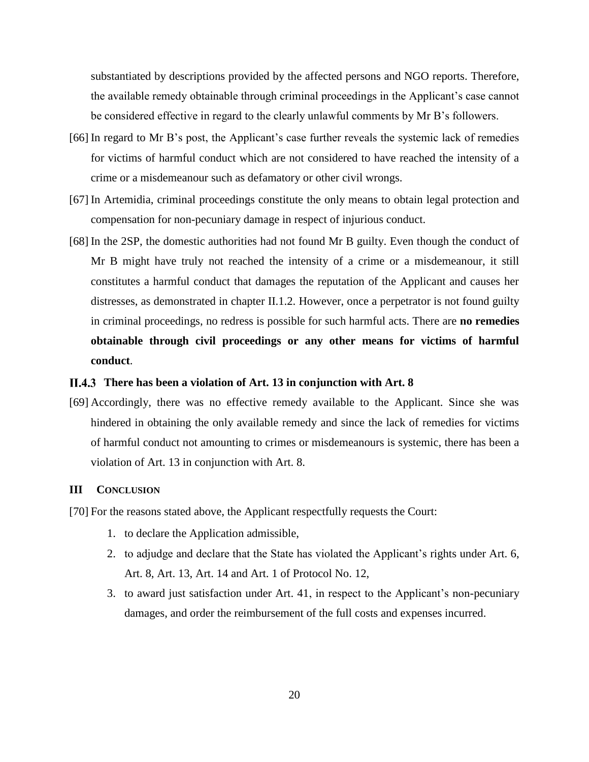substantiated by descriptions provided by the affected persons and NGO reports. Therefore, the available remedy obtainable through criminal proceedings in the Applicant's case cannot be considered effective in regard to the clearly unlawful comments by Mr B's followers.

[66] In regard to Mr B's post, the Applicant's case further reveals the systemic lack of remedies for victims of harmful conduct which are not considered to have reached the intensity of a crime or a misdemeanour such as defamatory or other civil wrongs.

[67] In Artemidia, criminal proceedings constitute the only means to obtain legal protection and compensation for non-pecuniary damage in respect of injurious conduct.

[68] In the 2SP, the domestic authorities had not found Mr B guilty. Even though the conduct of Mr B might have truly not reached the intensity of a crime or a misdemeanour, it still constitutes a harmful conduct that damages the reputation of the Applicant and causes her distresses, as demonstrated in chapter II.1.2. However, once a perpetrator is not found guilty in criminal proceedings, no redress is possible for such harmful acts. There are **no remedies obtainable through civil proceedings or any other means for victims of harmful conduct**.

### II.4.3 There has been a violation of Art. 13 in conjunction with Art. 8

[69] Accordingly, there was no effective remedy available to the Applicant. Since she was hindered in obtaining the only available remedy and since the lack of remedies for victims of harmful conduct not amounting to crimes or misdemeanours is systemic, there has been a violation of Art. 13 in conjunction with Art. 8.

## III CONCLUSION

[70] For the reasons stated above, the Applicant respectfully requests the Court:

1. to declare the Application admissible,
2. to adjudge and declare that the State has violated the Applicant's rights under Art. 6, Art. 8, Art. 13, Art. 14 and Art. 1 of Protocol No. 12,
3. to award just satisfaction under Art. 41, in respect to the Applicant's non-pecuniary damages, and order the reimbursement of the full costs and expenses incurred.